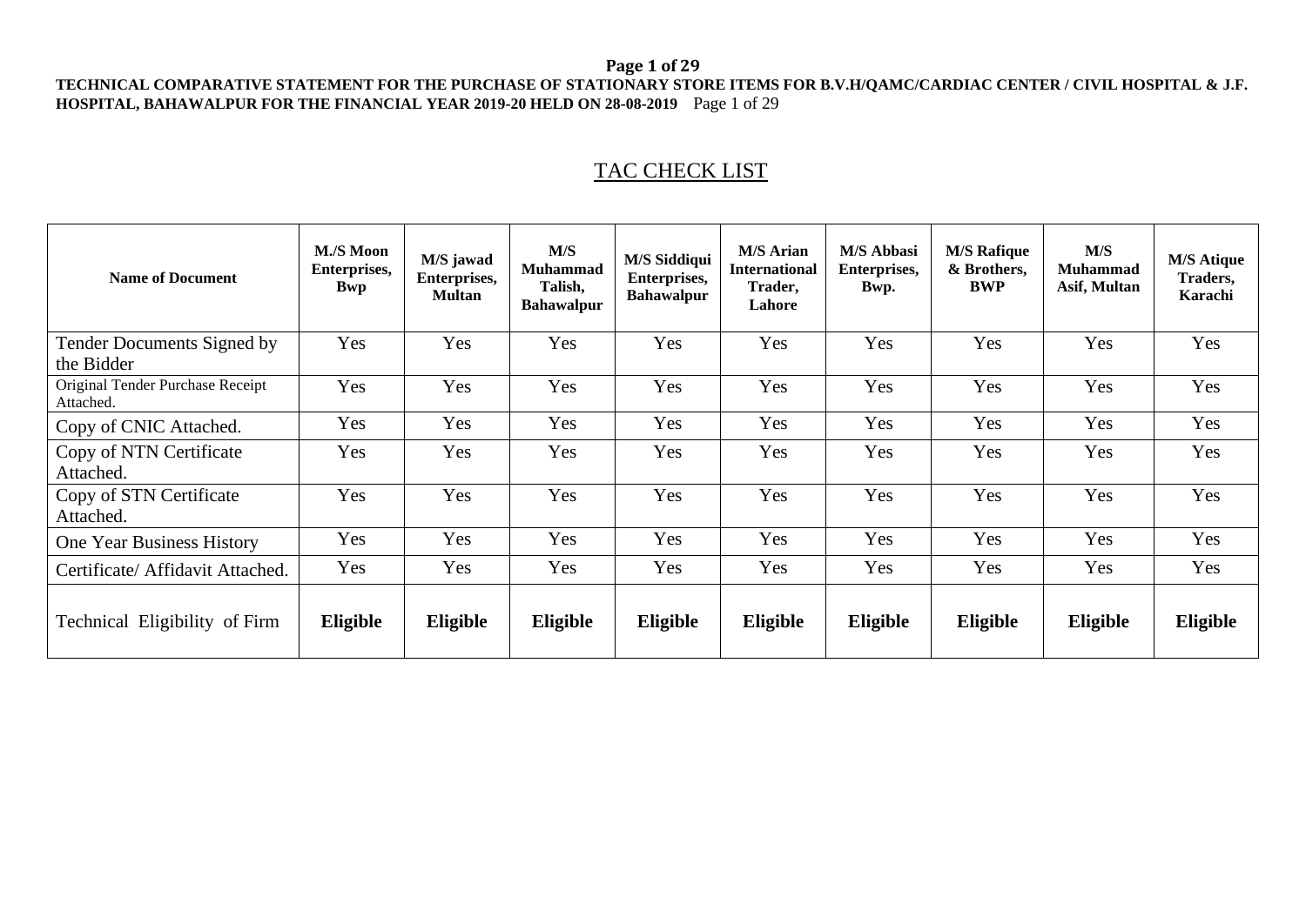**TECHNICAL COMPARATIVE STATEMENT FOR THE PURCHASE OF STATIONARY STORE ITEMS FOR B.V.H/QAMC/CARDIAC CENTER / CIVIL HOSPITAL & J.F. HOSPITAL, BAHAWALPUR FOR THE FINANCIAL YEAR 2019-20 HELD ON 28-08-2019**

## TAC CHECK LIST

| Name of Document | M./S Moon Enterprises, Bwp | M/S jawad Enterprises, Multan | M/S Muhammad Talish, Bahawalpur | M/S Siddiqui Enterprises, Bahawalpur | M/S Arian International Trader, Lahore | M/S Abbasi Enterprises, Bwp. | M/S Rafique & Brothers, BWP | M/S Muhammad Asif, Multan | M/S Atique Traders, Karachi |
|---|---|---|---|---|---|---|---|---|---|
| Tender Documents Signed by the Bidder | Yes | Yes | Yes | Yes | Yes | Yes | Yes | Yes | Yes |
| Original Tender Purchase Receipt Attached. | Yes | Yes | Yes | Yes | Yes | Yes | Yes | Yes | Yes |
| Copy of CNIC Attached. | Yes | Yes | Yes | Yes | Yes | Yes | Yes | Yes | Yes |
| Copy of NTN Certificate Attached. | Yes | Yes | Yes | Yes | Yes | Yes | Yes | Yes | Yes |
| Copy of STN Certificate Attached. | Yes | Yes | Yes | Yes | Yes | Yes | Yes | Yes | Yes |
| One Year Business History | Yes | Yes | Yes | Yes | Yes | Yes | Yes | Yes | Yes |
| Certificate/ Affidavit Attached. | Yes | Yes | Yes | Yes | Yes | Yes | Yes | Yes | Yes |
| Technical Eligibility of Firm | **Eligible** | **Eligible** | **Eligible** | **Eligible** | **Eligible** | **Eligible** | **Eligible** | **Eligible** | **Eligible** |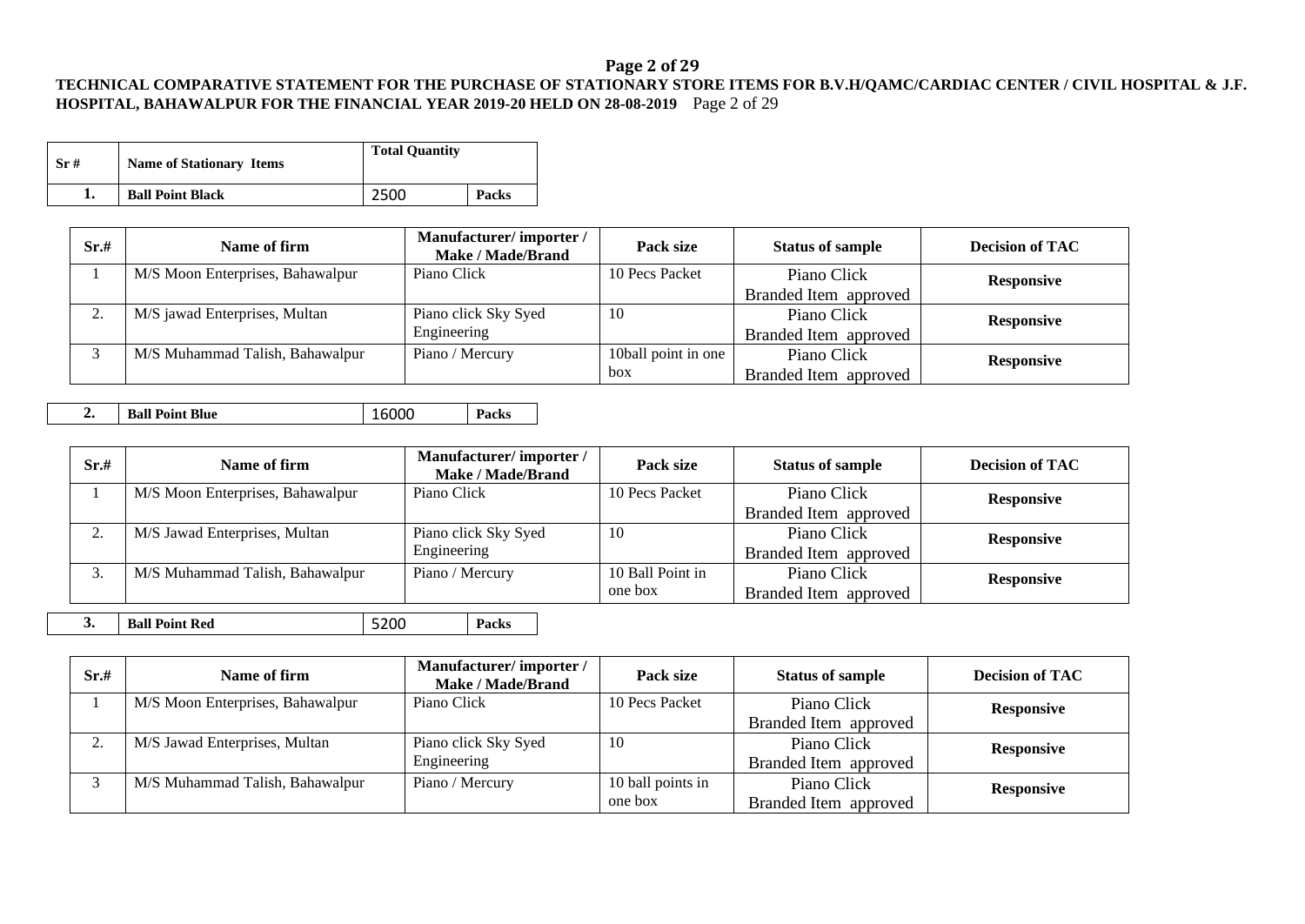**TECHNICAL COMPARATIVE STATEMENT FOR THE PURCHASE OF STATIONARY STORE ITEMS FOR B.V.H/QAMC/CARDIAC CENTER / CIVIL HOSPITAL & J.F. HOSPITAL, BAHAWALPUR FOR THE FINANCIAL YEAR 2019-20 HELD ON 28-08-2019**

| Sr # | Name of Stationary Items | Total Quantity | |
|---|---|---|---|
| 1. | Ball Point Black | 2500 | Packs |

| Sr.# | Name of firm | Manufacturer/ importer / Make / Made/Brand | Pack size | Status of sample | Decision of TAC |
|---|---|---|---|---|---|
| 1 | M/S Moon Enterprises, Bahawalpur | Piano Click | 10 Pecs Packet | Piano Click Branded Item approved | **Responsive** |
| 2. | M/S jawad Enterprises, Multan | Piano click Sky Syed Engineering | 10 | Piano Click Branded Item approved | **Responsive** |
| 3 | M/S Muhammad Talish, Bahawalpur | Piano / Mercury | 10ball point in one box | Piano Click Branded Item approved | **Responsive** |

| | | | |
|---|---|---|---|
| 2. | Ball Point Blue | 16000 | Packs |

| Sr.# | Name of firm | Manufacturer/ importer / Make / Made/Brand | Pack size | Status of sample | Decision of TAC |
|---|---|---|---|---|---|
| 1 | M/S Moon Enterprises, Bahawalpur | Piano Click | 10 Pecs Packet | Piano Click Branded Item approved | **Responsive** |
| 2. | M/S Jawad Enterprises, Multan | Piano click Sky Syed Engineering | 10 | Piano Click Branded Item approved | **Responsive** |
| 3. | M/S Muhammad Talish, Bahawalpur | Piano / Mercury | 10 Ball Point in one box | Piano Click Branded Item approved | **Responsive** |

| | | | |
|---|---|---|---|
| 3. | Ball Point Red | 5200 | Packs |

| Sr.# | Name of firm | Manufacturer/ importer / Make / Made/Brand | Pack size | Status of sample | Decision of TAC |
|---|---|---|---|---|---|
| 1 | M/S Moon Enterprises, Bahawalpur | Piano Click | 10 Pecs Packet | Piano Click Branded Item approved | **Responsive** |
| 2. | M/S Jawad Enterprises, Multan | Piano click Sky Syed Engineering | 10 | Piano Click Branded Item approved | **Responsive** |
| 3 | M/S Muhammad Talish, Bahawalpur | Piano / Mercury | 10 ball points in one box | Piano Click Branded Item approved | **Responsive** |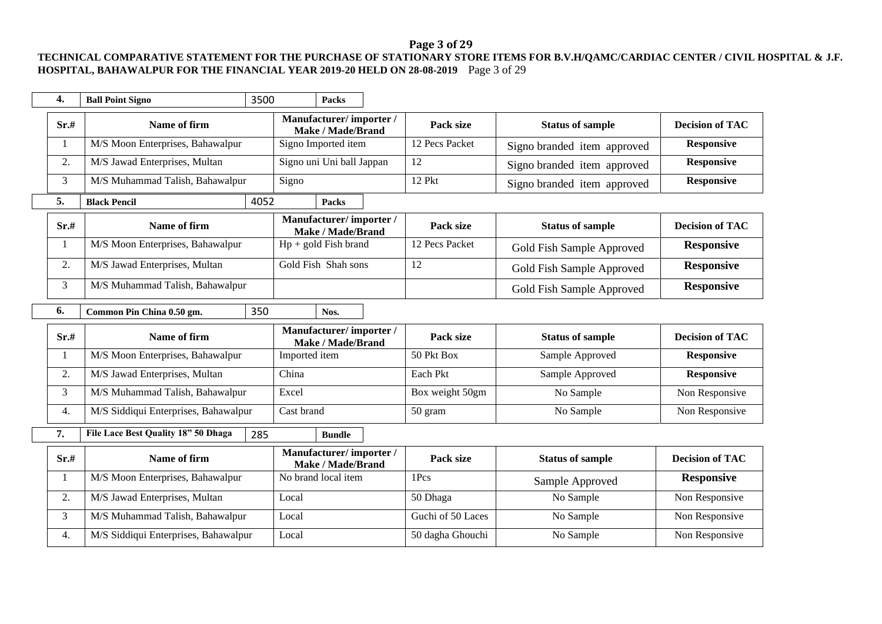**TECHNICAL COMPARATIVE STATEMENT FOR THE PURCHASE OF STATIONARY STORE ITEMS FOR B.V.H/QAMC/CARDIAC CENTER / CIVIL HOSPITAL & J.F. HOSPITAL, BAHAWALPUR FOR THE FINANCIAL YEAR 2019-20 HELD ON 28-08-2019**

| **4.** | **Ball Point Signo** | 3500 | **Packs** |
|---|---|---|---|

| Sr.# | Name of firm | Manufacturer/ importer / Make / Made/Brand | Pack size | Status of sample | Decision of TAC |
|---|---|---|---|---|---|
| 1 | M/S Moon Enterprises, Bahawalpur | Signo Imported item | 12 Pecs Packet | Signo branded item approved | **Responsive** |
| 2. | M/S Jawad Enterprises, Multan | Signo uni Uni ball Jappan | 12 | Signo branded item approved | **Responsive** |
| 3 | M/S Muhammad Talish, Bahawalpur | Signo | 12 Pkt | Signo branded item approved | **Responsive** |

| **5.** | **Black Pencil** | 4052 | **Packs** |
|---|---|---|---|

| Sr.# | Name of firm | Manufacturer/ importer / Make / Made/Brand | Pack size | Status of sample | Decision of TAC |
|---|---|---|---|---|---|
| 1 | M/S Moon Enterprises, Bahawalpur | Hp + gold Fish brand | 12 Pecs Packet | Gold Fish Sample Approved | **Responsive** |
| 2. | M/S Jawad Enterprises, Multan | Gold Fish Shah sons | 12 | Gold Fish Sample Approved | **Responsive** |
| 3 | M/S Muhammad Talish, Bahawalpur | | | Gold Fish Sample Approved | **Responsive** |

| **6.** | **Common Pin China 0.50 gm.** | 350 | **Nos.** |
|---|---|---|---|

| Sr.# | Name of firm | Manufacturer/ importer / Make / Made/Brand | Pack size | Status of sample | Decision of TAC |
|---|---|---|---|---|---|
| 1 | M/S Moon Enterprises, Bahawalpur | Imported item | 50 Pkt Box | Sample Approved | **Responsive** |
| 2. | M/S Jawad Enterprises, Multan | China | Each Pkt | Sample Approved | **Responsive** |
| 3 | M/S Muhammad Talish, Bahawalpur | Excel | Box weight 50gm | No Sample | Non Responsive |
| 4. | M/S Siddiqui Enterprises, Bahawalpur | Cast brand | 50 gram | No Sample | Non Responsive |

| **7.** | **File Lace Best Quality 18" 50 Dhaga** | 285 | **Bundle** |
|---|---|---|---|

| Sr.# | Name of firm | Manufacturer/ importer / Make / Made/Brand | Pack size | Status of sample | Decision of TAC |
|---|---|---|---|---|---|
| 1 | M/S Moon Enterprises, Bahawalpur | No brand local item | 1Pcs | Sample Approved | **Responsive** |
| 2. | M/S Jawad Enterprises, Multan | Local | 50 Dhaga | No Sample | Non Responsive |
| 3 | M/S Muhammad Talish, Bahawalpur | Local | Guchi of 50 Laces | No Sample | Non Responsive |
| 4. | M/S Siddiqui Enterprises, Bahawalpur | Local | 50 dagha Ghouchi | No Sample | Non Responsive |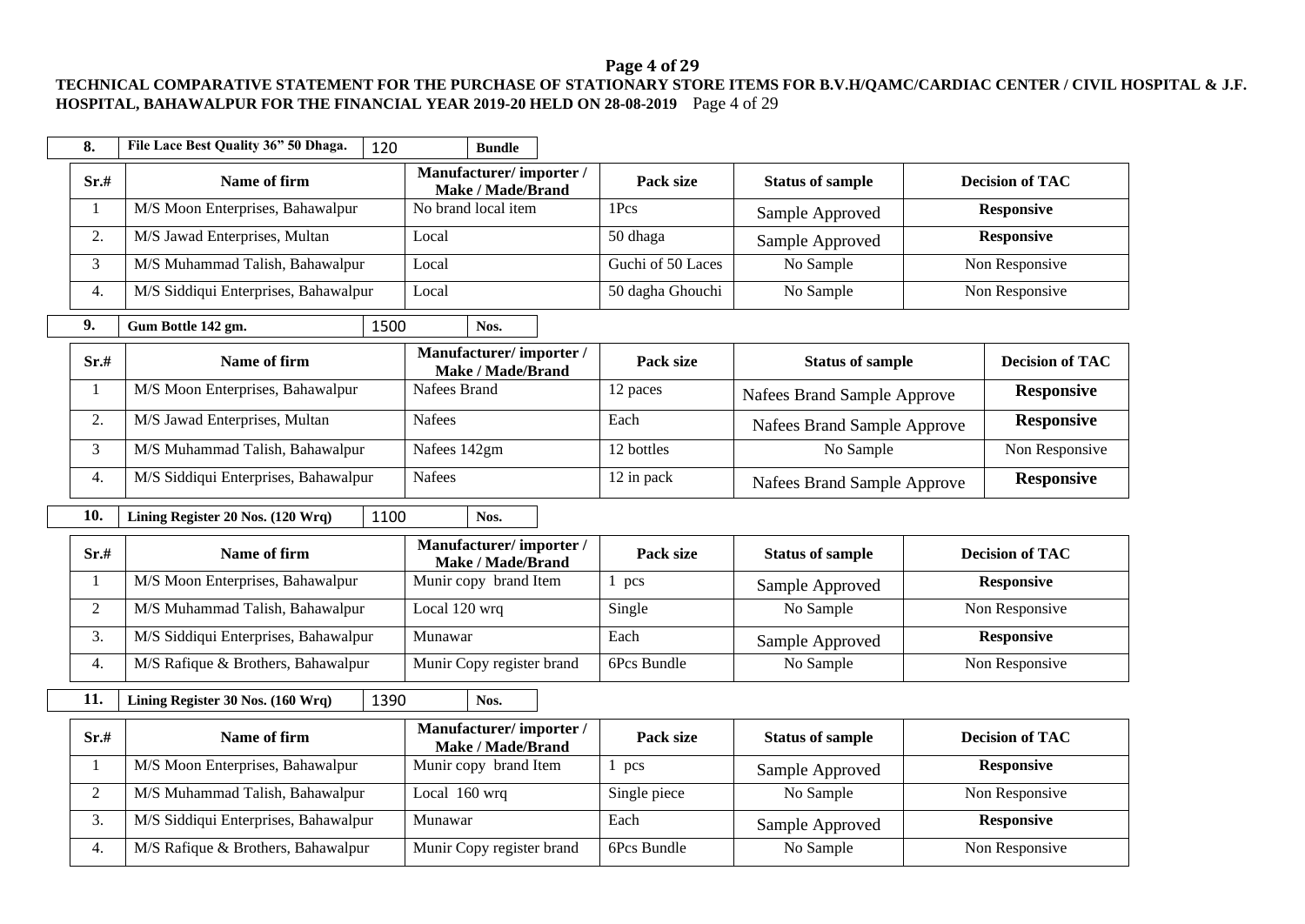**TECHNICAL COMPARATIVE STATEMENT FOR THE PURCHASE OF STATIONARY STORE ITEMS FOR B.V.H/QAMC/CARDIAC CENTER / CIVIL HOSPITAL & J.F. HOSPITAL, BAHAWALPUR FOR THE FINANCIAL YEAR 2019-20 HELD ON 28-08-2019**

| **8.** | **File Lace Best Quality 36" 50 Dhaga.** | 120 | **Bundle** |
|---|---|---|---|

| Sr.# | Name of firm | Manufacturer/ importer / Make / Made/Brand | Pack size | Status of sample | Decision of TAC |
|---|---|---|---|---|---|
| 1 | M/S Moon Enterprises, Bahawalpur | No brand local item | 1Pcs | Sample Approved | **Responsive** |
| 2. | M/S Jawad Enterprises, Multan | Local | 50 dhaga | Sample Approved | **Responsive** |
| 3 | M/S Muhammad Talish, Bahawalpur | Local | Guchi of 50 Laces | No Sample | Non Responsive |
| 4. | M/S Siddiqui Enterprises, Bahawalpur | Local | 50 dagha Ghouchi | No Sample | Non Responsive |

| **9.** | **Gum Bottle 142 gm.** | 1500 | **Nos.** |
|---|---|---|---|

| Sr.# | Name of firm | Manufacturer/ importer / Make / Made/Brand | Pack size | Status of sample | Decision of TAC |
|---|---|---|---|---|---|
| 1 | M/S Moon Enterprises, Bahawalpur | Nafees Brand | 12 paces | Nafees Brand Sample Approve | **Responsive** |
| 2. | M/S Jawad Enterprises, Multan | Nafees | Each | Nafees Brand Sample Approve | **Responsive** |
| 3 | M/S Muhammad Talish, Bahawalpur | Nafees 142gm | 12 bottles | No Sample | Non Responsive |
| 4. | M/S Siddiqui Enterprises, Bahawalpur | Nafees | 12 in pack | Nafees Brand Sample Approve | **Responsive** |

| **10.** | **Lining Register 20 Nos. (120 Wrq)** | 1100 | **Nos.** |
|---|---|---|---|

| Sr.# | Name of firm | Manufacturer/ importer / Make / Made/Brand | Pack size | Status of sample | Decision of TAC |
|---|---|---|---|---|---|
| 1 | M/S Moon Enterprises, Bahawalpur | Munir copy brand Item | 1 pcs | Sample Approved | **Responsive** |
| 2 | M/S Muhammad Talish, Bahawalpur | Local 120 wrq | Single | No Sample | Non Responsive |
| 3. | M/S Siddiqui Enterprises, Bahawalpur | Munawar | Each | Sample Approved | **Responsive** |
| 4. | M/S Rafique & Brothers, Bahawalpur | Munir Copy register brand | 6Pcs Bundle | No Sample | Non Responsive |

| **11.** | **Lining Register 30 Nos. (160 Wrq)** | 1390 | **Nos.** |
|---|---|---|---|

| Sr.# | Name of firm | Manufacturer/ importer / Make / Made/Brand | Pack size | Status of sample | Decision of TAC |
|---|---|---|---|---|---|
| 1 | M/S Moon Enterprises, Bahawalpur | Munir copy brand Item | 1 pcs | Sample Approved | **Responsive** |
| 2 | M/S Muhammad Talish, Bahawalpur | Local 160 wrq | Single piece | No Sample | Non Responsive |
| 3. | M/S Siddiqui Enterprises, Bahawalpur | Munawar | Each | Sample Approved | **Responsive** |
| 4. | M/S Rafique & Brothers, Bahawalpur | Munir Copy register brand | 6Pcs Bundle | No Sample | Non Responsive |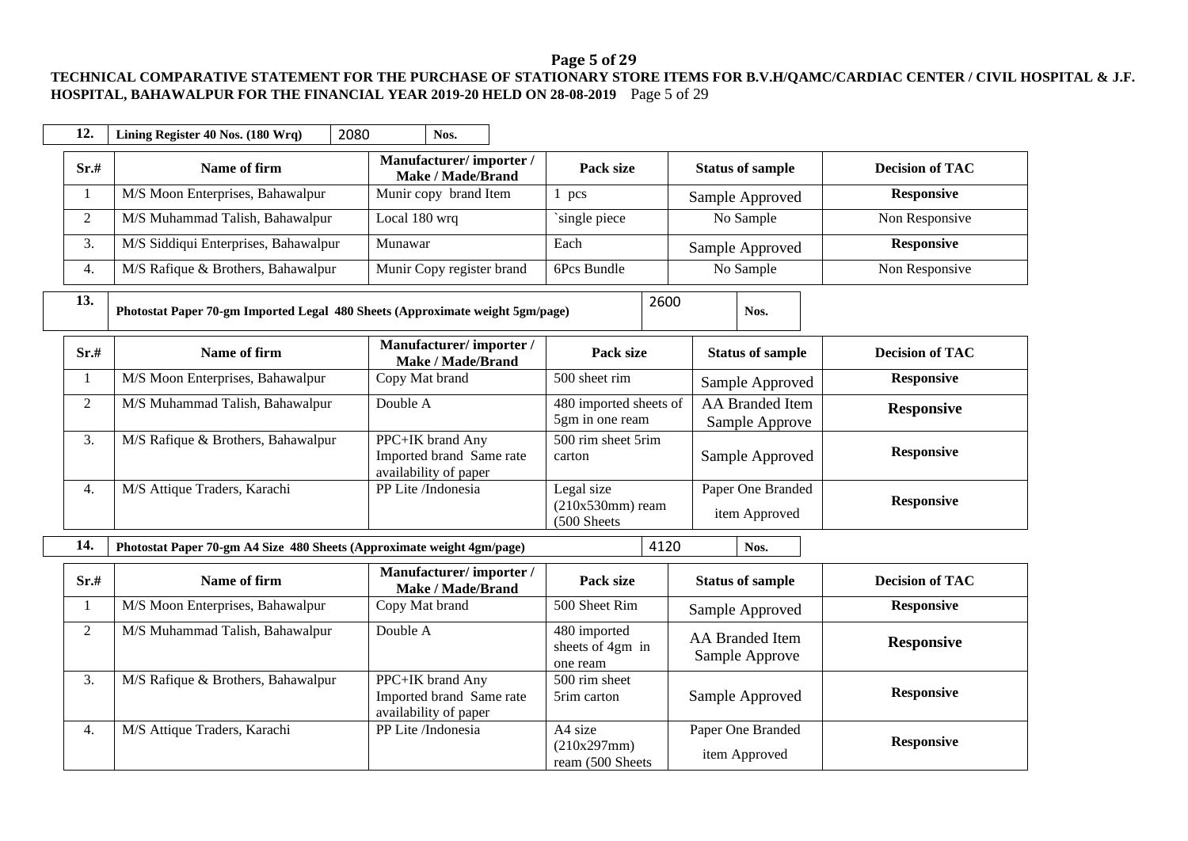**TECHNICAL COMPARATIVE STATEMENT FOR THE PURCHASE OF STATIONARY STORE ITEMS FOR B.V.H/QAMC/CARDIAC CENTER / CIVIL HOSPITAL & J.F. HOSPITAL, BAHAWALPUR FOR THE FINANCIAL YEAR 2019-20 HELD ON 28-08-2019**

| 12. | Lining Register 40 Nos. (180 Wrq) | 2080 | Nos. |
|---|---|---|---|

| Sr.# | Name of firm | Manufacturer/ importer / Make / Made/Brand | Pack size | Status of sample | Decision of TAC |
|---|---|---|---|---|---|
| 1 | M/S Moon Enterprises, Bahawalpur | Munir copy brand Item | 1 pcs | Sample Approved | **Responsive** |
| 2 | M/S Muhammad Talish, Bahawalpur | Local 180 wrq | `single piece | No Sample | Non Responsive |
| 3. | M/S Siddiqui Enterprises, Bahawalpur | Munawar | Each | Sample Approved | **Responsive** |
| 4. | M/S Rafique & Brothers, Bahawalpur | Munir Copy register brand | 6Pcs Bundle | No Sample | Non Responsive |

| 13. | Photostat Paper 70-gm Imported Legal 480 Sheets (Approximate weight 5gm/page) | 2600 | Nos. |
|---|---|---|---|

| Sr.# | Name of firm | Manufacturer/ importer / Make / Made/Brand | Pack size | Status of sample | Decision of TAC |
|---|---|---|---|---|---|
| 1 | M/S Moon Enterprises, Bahawalpur | Copy Mat brand | 500 sheet rim | Sample Approved | **Responsive** |
| 2 | M/S Muhammad Talish, Bahawalpur | Double A | 480 imported sheets of 5gm in one ream | AA Branded Item Sample Approve | **Responsive** |
| 3. | M/S Rafique & Brothers, Bahawalpur | PPC+IK brand Any Imported brand Same rate availability of paper | 500 rim sheet 5rim carton | Sample Approved | **Responsive** |
| 4. | M/S Attique Traders, Karachi | PP Lite /Indonesia | Legal size (210x530mm) ream (500 Sheets | Paper One Branded item Approved | **Responsive** |

| 14. | Photostat Paper 70-gm A4 Size 480 Sheets (Approximate weight 4gm/page) | 4120 | Nos. |
|---|---|---|---|

| Sr.# | Name of firm | Manufacturer/ importer / Make / Made/Brand | Pack size | Status of sample | Decision of TAC |
|---|---|---|---|---|---|
| 1 | M/S Moon Enterprises, Bahawalpur | Copy Mat brand | 500 Sheet Rim | Sample Approved | **Responsive** |
| 2 | M/S Muhammad Talish, Bahawalpur | Double A | 480 imported sheets of 4gm in one ream | AA Branded Item Sample Approve | **Responsive** |
| 3. | M/S Rafique & Brothers, Bahawalpur | PPC+IK brand Any Imported brand Same rate availability of paper | 500 rim sheet 5rim carton | Sample Approved | **Responsive** |
| 4. | M/S Attique Traders, Karachi | PP Lite /Indonesia | A4 size (210x297mm) ream (500 Sheets | Paper One Branded item Approved | **Responsive** |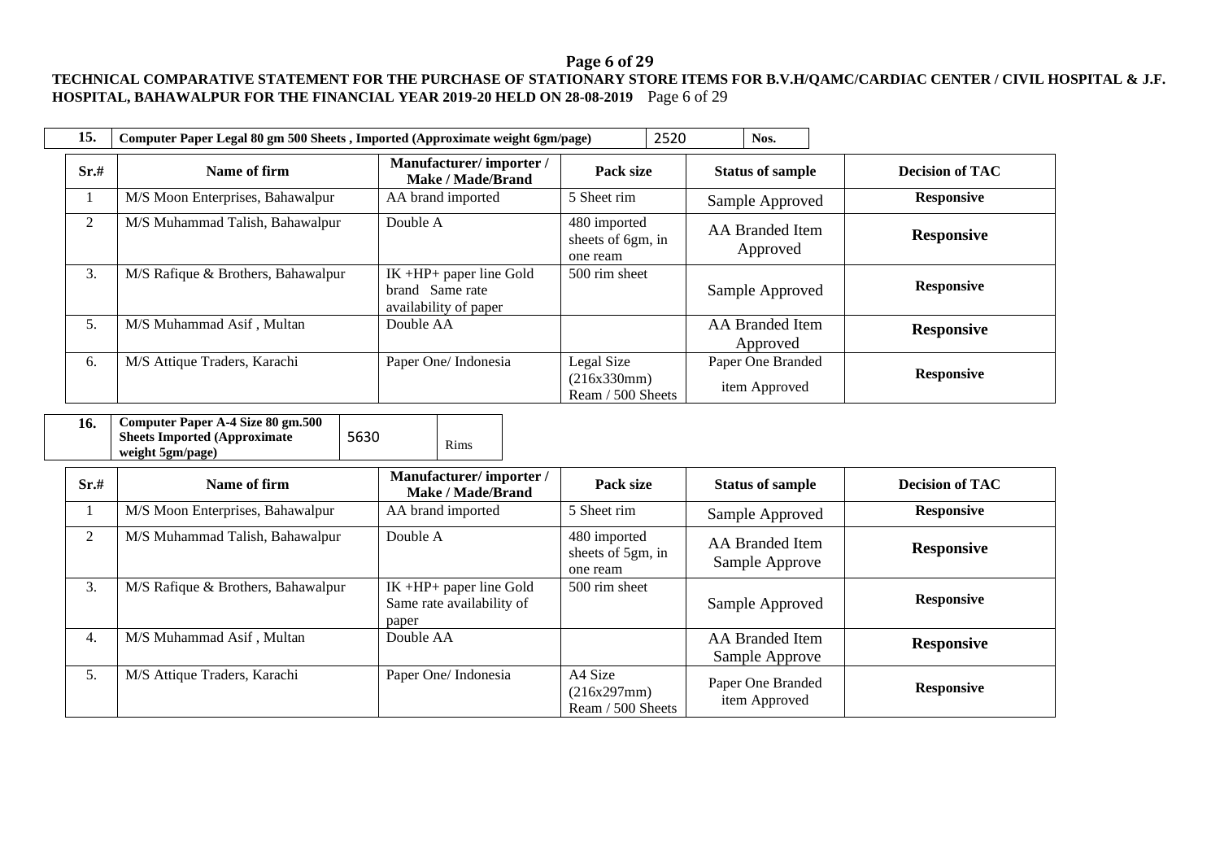**TECHNICAL COMPARATIVE STATEMENT FOR THE PURCHASE OF STATIONARY STORE ITEMS FOR B.V.H/QAMC/CARDIAC CENTER / CIVIL HOSPITAL & J.F. HOSPITAL, BAHAWALPUR FOR THE FINANCIAL YEAR 2019-20 HELD ON 28-08-2019**

| 15. | Computer Paper Legal 80 gm 500 Sheets , Imported (Approximate weight 6gm/page) | 2520 | Nos. |
|---|---|---|---|

| Sr.# | Name of firm | Manufacturer/ importer / Make / Made/Brand | Pack size | Status of sample | Decision of TAC |
|---|---|---|---|---|---|
| 1 | M/S Moon Enterprises, Bahawalpur | AA brand imported | 5 Sheet rim | Sample Approved | **Responsive** |
| 2 | M/S Muhammad Talish, Bahawalpur | Double A | 480 imported sheets of 6gm, in one ream | AA Branded Item Approved | **Responsive** |
| 3. | M/S Rafique & Brothers, Bahawalpur | IK +HP+ paper line Gold brand Same rate availability of paper | 500 rim sheet | Sample Approved | **Responsive** |
| 5. | M/S Muhammad Asif , Multan | Double AA | | AA Branded Item Approved | **Responsive** |
| 6. | M/S Attique Traders, Karachi | Paper One/ Indonesia | Legal Size (216x330mm) Ream / 500 Sheets | Paper One Branded item Approved | **Responsive** |

| 16. | Computer Paper A-4 Size 80 gm.500 Sheets Imported (Approximate weight 5gm/page) | 5630 | Rims |
|---|---|---|---|

| Sr.# | Name of firm | Manufacturer/ importer / Make / Made/Brand | Pack size | Status of sample | Decision of TAC |
|---|---|---|---|---|---|
| 1 | M/S Moon Enterprises, Bahawalpur | AA brand imported | 5 Sheet rim | Sample Approved | **Responsive** |
| 2 | M/S Muhammad Talish, Bahawalpur | Double A | 480 imported sheets of 5gm, in one ream | AA Branded Item Sample Approve | **Responsive** |
| 3. | M/S Rafique & Brothers, Bahawalpur | IK +HP+ paper line Gold Same rate availability of paper | 500 rim sheet | Sample Approved | **Responsive** |
| 4. | M/S Muhammad Asif , Multan | Double AA | | AA Branded Item Sample Approve | **Responsive** |
| 5. | M/S Attique Traders, Karachi | Paper One/ Indonesia | A4 Size (216x297mm) Ream / 500 Sheets | Paper One Branded item Approved | **Responsive** |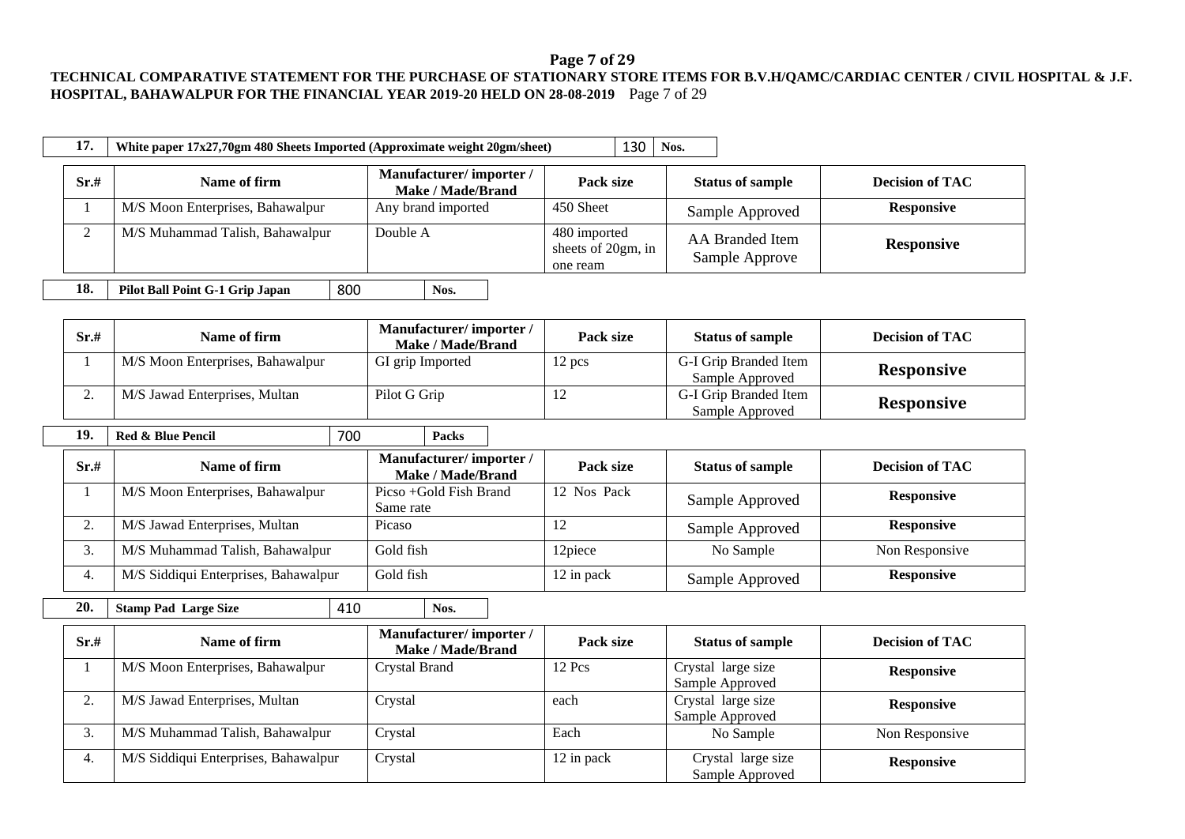**TECHNICAL COMPARATIVE STATEMENT FOR THE PURCHASE OF STATIONARY STORE ITEMS FOR B.V.H/QAMC/CARDIAC CENTER / CIVIL HOSPITAL & J.F. HOSPITAL, BAHAWALPUR FOR THE FINANCIAL YEAR 2019-20 HELD ON 28-08-2019**

| **17.** | **White paper 17x27,70gm 480 Sheets Imported (Approximate weight 20gm/sheet)** | 130 | **Nos.** |
|---|---|---|---|

| **Sr.#** | **Name of firm** | **Manufacturer/ importer / Make / Made/Brand** | **Pack size** | **Status of sample** | **Decision of TAC** |
|---|---|---|---|---|---|
| 1 | M/S Moon Enterprises, Bahawalpur | Any brand imported | 450 Sheet | Sample Approved | **Responsive** |
| 2 | M/S Muhammad Talish, Bahawalpur | Double A | 480 imported sheets of 20gm, in one ream | AA Branded Item Sample Approve | **Responsive** |

| **18.** | **Pilot Ball Point G-1 Grip Japan** | 800 | **Nos.** |
|---|---|---|---|

| **Sr.#** | **Name of firm** | **Manufacturer/ importer / Make / Made/Brand** | **Pack size** | **Status of sample** | **Decision of TAC** |
|---|---|---|---|---|---|
| 1 | M/S Moon Enterprises, Bahawalpur | GI grip Imported | 12 pcs | G-I Grip Branded Item Sample Approved | **Responsive** |
| 2. | M/S Jawad Enterprises, Multan | Pilot G Grip | 12 | G-I Grip Branded Item Sample Approved | **Responsive** |

| **19.** | **Red & Blue Pencil** | 700 | **Packs** |
|---|---|---|---|

| **Sr.#** | **Name of firm** | **Manufacturer/ importer / Make / Made/Brand** | **Pack size** | **Status of sample** | **Decision of TAC** |
|---|---|---|---|---|---|
| 1 | M/S Moon Enterprises, Bahawalpur | Picso +Gold Fish Brand Same rate | 12 Nos Pack | Sample Approved | **Responsive** |
| 2. | M/S Jawad Enterprises, Multan | Picaso | 12 | Sample Approved | **Responsive** |
| 3. | M/S Muhammad Talish, Bahawalpur | Gold fish | 12piece | No Sample | Non Responsive |
| 4. | M/S Siddiqui Enterprises, Bahawalpur | Gold fish | 12 in pack | Sample Approved | **Responsive** |

| **20.** | **Stamp Pad Large Size** | 410 | **Nos.** |
|---|---|---|---|

| **Sr.#** | **Name of firm** | **Manufacturer/ importer / Make / Made/Brand** | **Pack size** | **Status of sample** | **Decision of TAC** |
|---|---|---|---|---|---|
| 1 | M/S Moon Enterprises, Bahawalpur | Crystal Brand | 12 Pcs | Crystal large size Sample Approved | **Responsive** |
| 2. | M/S Jawad Enterprises, Multan | Crystal | each | Crystal large size Sample Approved | **Responsive** |
| 3. | M/S Muhammad Talish, Bahawalpur | Crystal | Each | No Sample | Non Responsive |
| 4. | M/S Siddiqui Enterprises, Bahawalpur | Crystal | 12 in pack | Crystal large size Sample Approved | **Responsive** |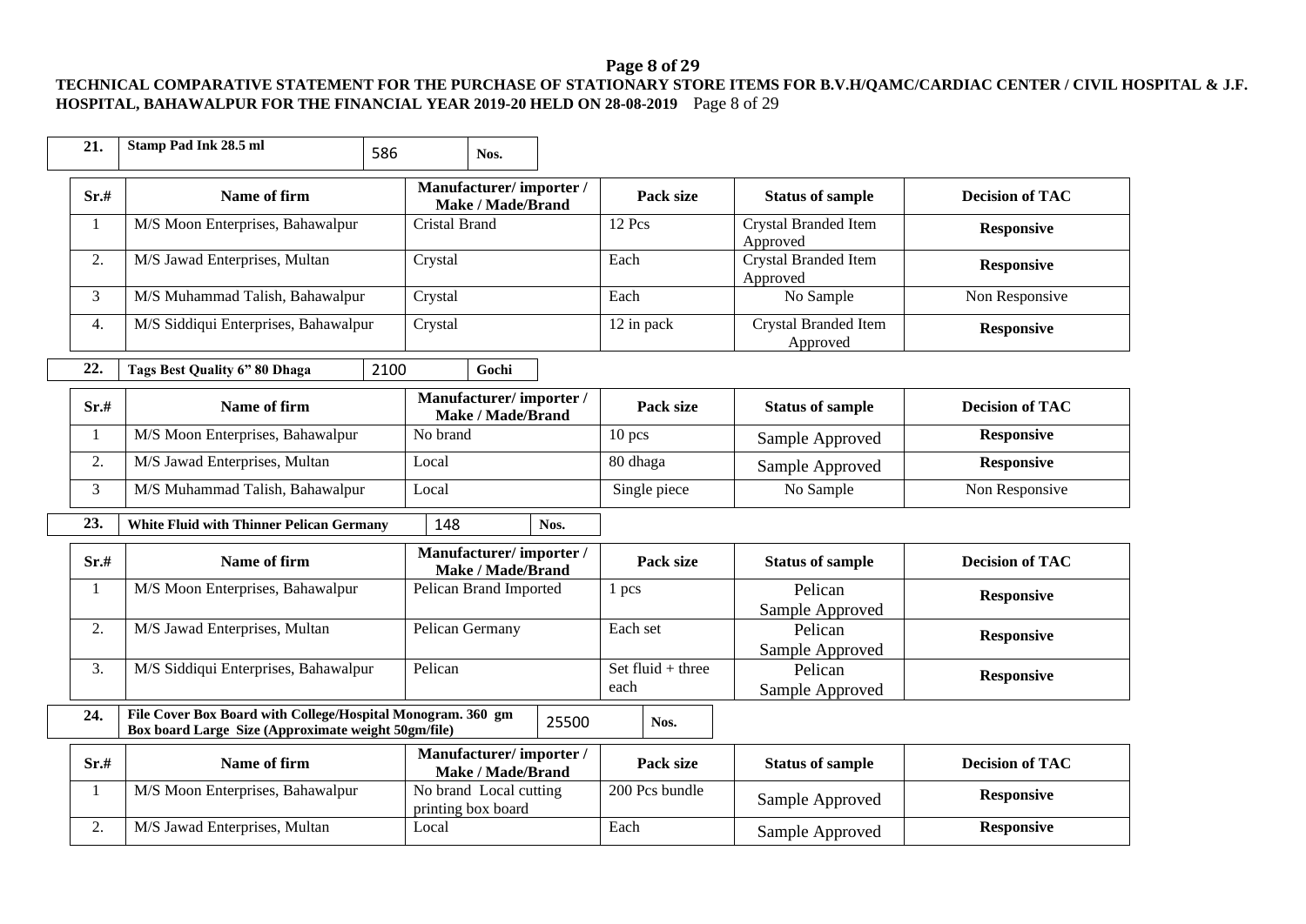**TECHNICAL COMPARATIVE STATEMENT FOR THE PURCHASE OF STATIONARY STORE ITEMS FOR B.V.H/QAMC/CARDIAC CENTER / CIVIL HOSPITAL & J.F. HOSPITAL, BAHAWALPUR FOR THE FINANCIAL YEAR 2019-20 HELD ON 28-08-2019**

| 21. | Stamp Pad Ink 28.5 ml | 586 | Nos. |
|---|---|---|---|

| Sr.# | Name of firm | Manufacturer/ importer / Make / Made/Brand | Pack size | Status of sample | Decision of TAC |
|---|---|---|---|---|---|
| 1 | M/S Moon Enterprises, Bahawalpur | Cristal Brand | 12 Pcs | Crystal Branded Item Approved | **Responsive** |
| 2. | M/S Jawad Enterprises, Multan | Crystal | Each | Crystal Branded Item Approved | **Responsive** |
| 3 | M/S Muhammad Talish, Bahawalpur | Crystal | Each | No Sample | Non Responsive |
| 4. | M/S Siddiqui Enterprises, Bahawalpur | Crystal | 12 in pack | Crystal Branded Item Approved | **Responsive** |

| 22. | Tags Best Quality 6" 80 Dhaga | 2100 | Gochi |
|---|---|---|---|

| Sr.# | Name of firm | Manufacturer/ importer / Make / Made/Brand | Pack size | Status of sample | Decision of TAC |
|---|---|---|---|---|---|
| 1 | M/S Moon Enterprises, Bahawalpur | No brand | 10 pcs | Sample Approved | **Responsive** |
| 2. | M/S Jawad Enterprises, Multan | Local | 80 dhaga | Sample Approved | **Responsive** |
| 3 | M/S Muhammad Talish, Bahawalpur | Local | Single piece | No Sample | Non Responsive |

| 23. | White Fluid with Thinner Pelican Germany | 148 | Nos. |
|---|---|---|---|

| Sr.# | Name of firm | Manufacturer/ importer / Make / Made/Brand | Pack size | Status of sample | Decision of TAC |
|---|---|---|---|---|---|
| 1 | M/S Moon Enterprises, Bahawalpur | Pelican Brand Imported | 1 pcs | Pelican Sample Approved | **Responsive** |
| 2. | M/S Jawad Enterprises, Multan | Pelican Germany | Each set | Pelican Sample Approved | **Responsive** |
| 3. | M/S Siddiqui Enterprises, Bahawalpur | Pelican | Set fluid + three each | Pelican Sample Approved | **Responsive** |

| 24. | File Cover Box Board with College/Hospital Monogram. 360 gm Box board Large Size (Approximate weight 50gm/file) | 25500 | Nos. |
|---|---|---|---|

| Sr.# | Name of firm | Manufacturer/ importer / Make / Made/Brand | Pack size | Status of sample | Decision of TAC |
|---|---|---|---|---|---|
| 1 | M/S Moon Enterprises, Bahawalpur | No brand Local cutting printing box board | 200 Pcs bundle | Sample Approved | **Responsive** |
| 2. | M/S Jawad Enterprises, Multan | Local | Each | Sample Approved | **Responsive** |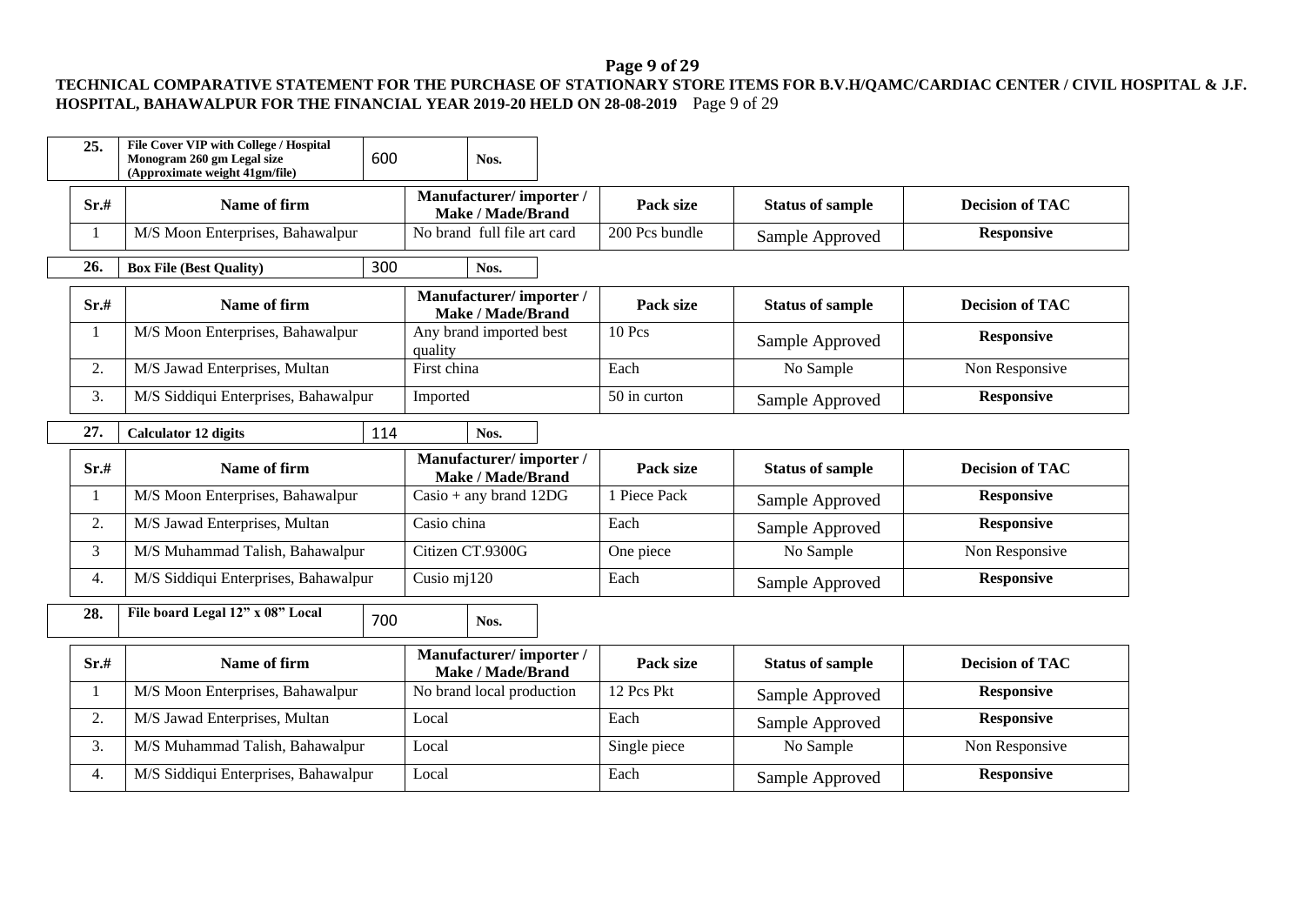**TECHNICAL COMPARATIVE STATEMENT FOR THE PURCHASE OF STATIONARY STORE ITEMS FOR B.V.H/QAMC/CARDIAC CENTER / CIVIL HOSPITAL & J.F. HOSPITAL, BAHAWALPUR FOR THE FINANCIAL YEAR 2019-20 HELD ON 28-08-2019**

| 25. | File Cover VIP with College / Hospital Monogram 260 gm Legal size (Approximate weight 41gm/file) | 600 | Nos. |
|---|---|---|---|

| Sr.# | Name of firm | Manufacturer/ importer / Make / Made/Brand | Pack size | Status of sample | Decision of TAC |
|---|---|---|---|---|---|
| 1 | M/S Moon Enterprises, Bahawalpur | No brand full file art card | 200 Pcs bundle | Sample Approved | **Responsive** |

| 26. | Box File (Best Quality) | 300 | Nos. |
|---|---|---|---|

| Sr.# | Name of firm | Manufacturer/ importer / Make / Made/Brand | Pack size | Status of sample | Decision of TAC |
|---|---|---|---|---|---|
| 1 | M/S Moon Enterprises, Bahawalpur | Any brand imported best quality | 10 Pcs | Sample Approved | **Responsive** |
| 2. | M/S Jawad Enterprises, Multan | First china | Each | No Sample | Non Responsive |
| 3. | M/S Siddiqui Enterprises, Bahawalpur | Imported | 50 in curton | Sample Approved | **Responsive** |

| 27. | Calculator 12 digits | 114 | Nos. |
|---|---|---|---|

| Sr.# | Name of firm | Manufacturer/ importer / Make / Made/Brand | Pack size | Status of sample | Decision of TAC |
|---|---|---|---|---|---|
| 1 | M/S Moon Enterprises, Bahawalpur | Casio + any brand 12DG | 1 Piece Pack | Sample Approved | **Responsive** |
| 2. | M/S Jawad Enterprises, Multan | Casio china | Each | Sample Approved | **Responsive** |
| 3 | M/S Muhammad Talish, Bahawalpur | Citizen CT.9300G | One piece | No Sample | Non Responsive |
| 4. | M/S Siddiqui Enterprises, Bahawalpur | Cusio mj120 | Each | Sample Approved | **Responsive** |

| 28. | File board Legal 12" x 08" Local | 700 | Nos. |
|---|---|---|---|

| Sr.# | Name of firm | Manufacturer/ importer / Make / Made/Brand | Pack size | Status of sample | Decision of TAC |
|---|---|---|---|---|---|
| 1 | M/S Moon Enterprises, Bahawalpur | No brand local production | 12 Pcs Pkt | Sample Approved | **Responsive** |
| 2. | M/S Jawad Enterprises, Multan | Local | Each | Sample Approved | **Responsive** |
| 3. | M/S Muhammad Talish, Bahawalpur | Local | Single piece | No Sample | Non Responsive |
| 4. | M/S Siddiqui Enterprises, Bahawalpur | Local | Each | Sample Approved | **Responsive** |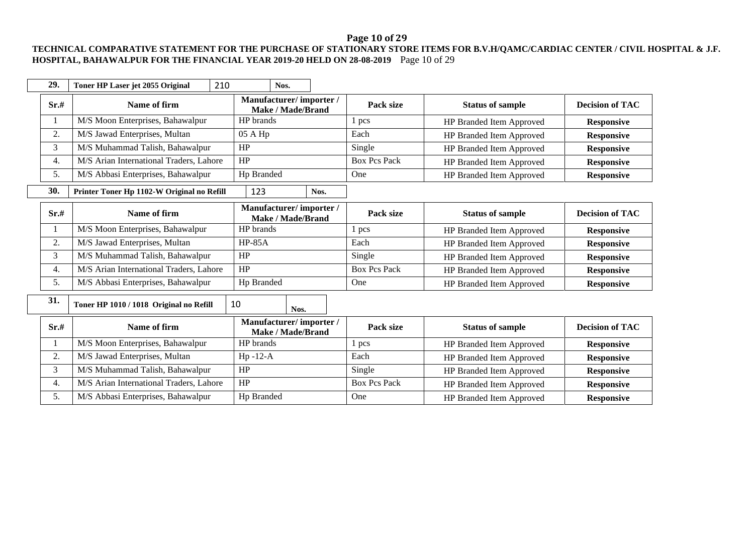**TECHNICAL COMPARATIVE STATEMENT FOR THE PURCHASE OF STATIONARY STORE ITEMS FOR B.V.H/QAMC/CARDIAC CENTER / CIVIL HOSPITAL & J.F. HOSPITAL, BAHAWALPUR FOR THE FINANCIAL YEAR 2019-20 HELD ON 28-08-2019**

| **29.** | **Toner HP Laser jet 2055 Original** | 210 | **Nos.** |
|---|---|---|---|

| Sr.# | Name of firm | Manufacturer/ importer / Make / Made/Brand | Pack size | Status of sample | Decision of TAC |
|---|---|---|---|---|---|
| 1 | M/S Moon Enterprises, Bahawalpur | HP brands | 1 pcs | HP Branded Item Approved | **Responsive** |
| 2. | M/S Jawad Enterprises, Multan | 05 A Hp | Each | HP Branded Item Approved | **Responsive** |
| 3 | M/S Muhammad Talish, Bahawalpur | HP | Single | HP Branded Item Approved | **Responsive** |
| 4. | M/S Arian International Traders, Lahore | HP | Box Pcs Pack | HP Branded Item Approved | **Responsive** |
| 5. | M/S Abbasi Enterprises, Bahawalpur | Hp Branded | One | HP Branded Item Approved | **Responsive** |

| **30.** | **Printer Toner Hp 1102-W Original no Refill** | 123 | **Nos.** |
|---|---|---|---|

| Sr.# | Name of firm | Manufacturer/ importer / Make / Made/Brand | Pack size | Status of sample | Decision of TAC |
|---|---|---|---|---|---|
| 1 | M/S Moon Enterprises, Bahawalpur | HP brands | 1 pcs | HP Branded Item Approved | **Responsive** |
| 2. | M/S Jawad Enterprises, Multan | HP-85A | Each | HP Branded Item Approved | **Responsive** |
| 3 | M/S Muhammad Talish, Bahawalpur | HP | Single | HP Branded Item Approved | **Responsive** |
| 4. | M/S Arian International Traders, Lahore | HP | Box Pcs Pack | HP Branded Item Approved | **Responsive** |
| 5. | M/S Abbasi Enterprises, Bahawalpur | Hp Branded | One | HP Branded Item Approved | **Responsive** |

| **31.** | **Toner HP 1010 / 1018 Original no Refill** | 10 | **Nos.** |
|---|---|---|---|

| Sr.# | Name of firm | Manufacturer/ importer / Make / Made/Brand | Pack size | Status of sample | Decision of TAC |
|---|---|---|---|---|---|
| 1 | M/S Moon Enterprises, Bahawalpur | HP brands | 1 pcs | HP Branded Item Approved | **Responsive** |
| 2. | M/S Jawad Enterprises, Multan | Hp -12-A | Each | HP Branded Item Approved | **Responsive** |
| 3 | M/S Muhammad Talish, Bahawalpur | HP | Single | HP Branded Item Approved | **Responsive** |
| 4. | M/S Arian International Traders, Lahore | HP | Box Pcs Pack | HP Branded Item Approved | **Responsive** |
| 5. | M/S Abbasi Enterprises, Bahawalpur | Hp Branded | One | HP Branded Item Approved | **Responsive** |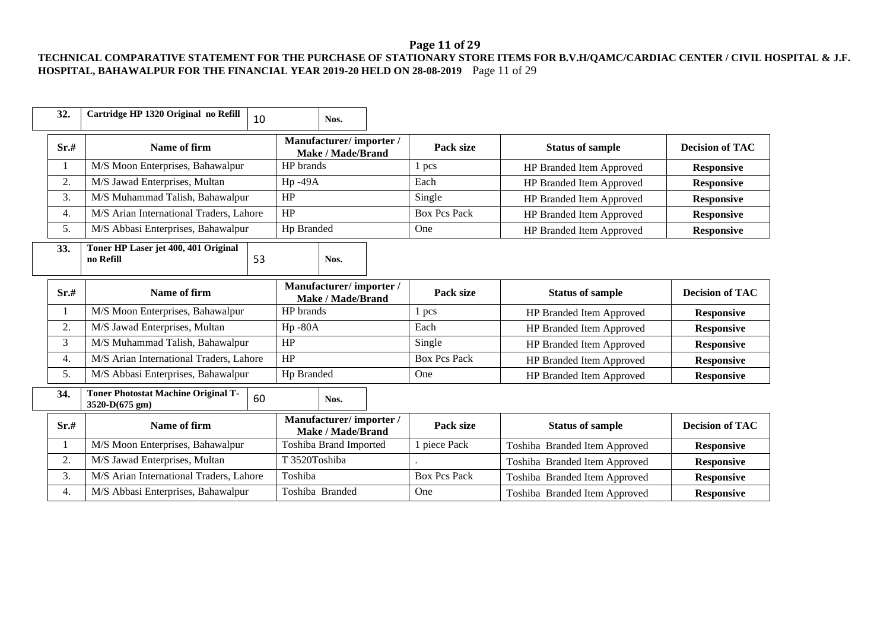**TECHNICAL COMPARATIVE STATEMENT FOR THE PURCHASE OF STATIONARY STORE ITEMS FOR B.V.H/QAMC/CARDIAC CENTER / CIVIL HOSPITAL & J.F. HOSPITAL, BAHAWALPUR FOR THE FINANCIAL YEAR 2019-20 HELD ON 28-08-2019**

| 32. | Cartridge HP 1320 Original no Refill | 10 | Nos. |
|---|---|---|---|

| Sr.# | Name of firm | Manufacturer/ importer / Make / Made/Brand | Pack size | Status of sample | Decision of TAC |
|---|---|---|---|---|---|
| 1 | M/S Moon Enterprises, Bahawalpur | HP brands | 1 pcs | HP Branded Item Approved | **Responsive** |
| 2. | M/S Jawad Enterprises, Multan | Hp -49A | Each | HP Branded Item Approved | **Responsive** |
| 3. | M/S Muhammad Talish, Bahawalpur | HP | Single | HP Branded Item Approved | **Responsive** |
| 4. | M/S Arian International Traders, Lahore | HP | Box Pcs Pack | HP Branded Item Approved | **Responsive** |
| 5. | M/S Abbasi Enterprises, Bahawalpur | Hp Branded | One | HP Branded Item Approved | **Responsive** |

| 33. | Toner HP Laser jet 400, 401 Original no Refill | 53 | Nos. |
|---|---|---|---|

| Sr.# | Name of firm | Manufacturer/ importer / Make / Made/Brand | Pack size | Status of sample | Decision of TAC |
|---|---|---|---|---|---|
| 1 | M/S Moon Enterprises, Bahawalpur | HP brands | 1 pcs | HP Branded Item Approved | **Responsive** |
| 2. | M/S Jawad Enterprises, Multan | Hp -80A | Each | HP Branded Item Approved | **Responsive** |
| 3 | M/S Muhammad Talish, Bahawalpur | HP | Single | HP Branded Item Approved | **Responsive** |
| 4. | M/S Arian International Traders, Lahore | HP | Box Pcs Pack | HP Branded Item Approved | **Responsive** |
| 5. | M/S Abbasi Enterprises, Bahawalpur | Hp Branded | One | HP Branded Item Approved | **Responsive** |

| 34. | Toner Photostat Machine Original T-3520-D(675 gm) | 60 | Nos. |
|---|---|---|---|

| Sr.# | Name of firm | Manufacturer/ importer / Make / Made/Brand | Pack size | Status of sample | Decision of TAC |
|---|---|---|---|---|---|
| 1 | M/S Moon Enterprises, Bahawalpur | Toshiba Brand Imported | 1 piece Pack | Toshiba Branded Item Approved | **Responsive** |
| 2. | M/S Jawad Enterprises, Multan | T 3520Toshiba | . | Toshiba Branded Item Approved | **Responsive** |
| 3. | M/S Arian International Traders, Lahore | Toshiba | Box Pcs Pack | Toshiba Branded Item Approved | **Responsive** |
| 4. | M/S Abbasi Enterprises, Bahawalpur | Toshiba Branded | One | Toshiba Branded Item Approved | **Responsive** |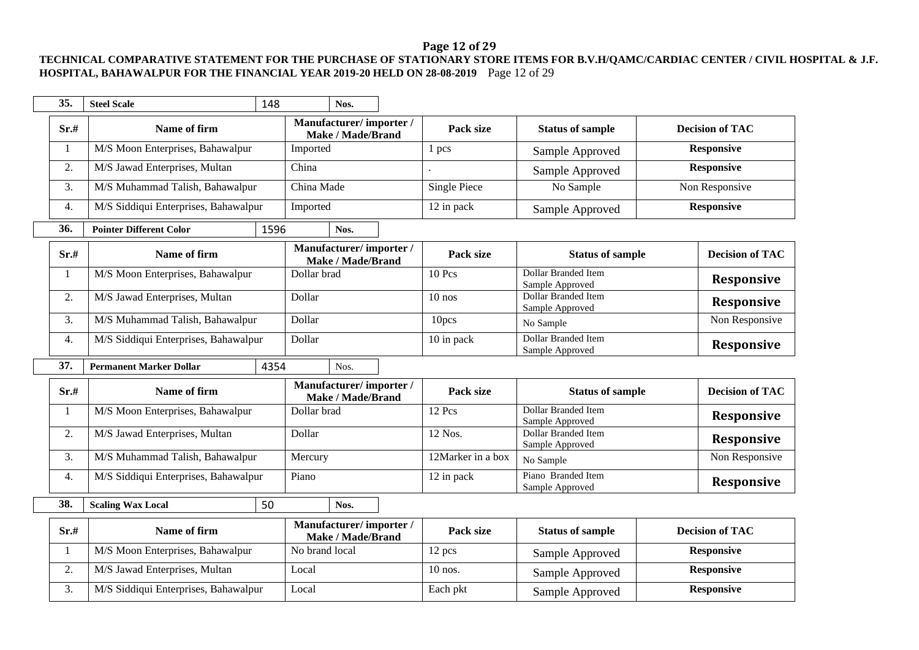**TECHNICAL COMPARATIVE STATEMENT FOR THE PURCHASE OF STATIONARY STORE ITEMS FOR B.V.H/QAMC/CARDIAC CENTER / CIVIL HOSPITAL & J.F. HOSPITAL, BAHAWALPUR FOR THE FINANCIAL YEAR 2019-20 HELD ON 28-08-2019**

| **35.** | **Steel Scale** | 148 | **Nos.** |
|---|---|---|---|

| Sr.# | Name of firm | Manufacturer/ importer / Make / Made/Brand | Pack size | Status of sample | Decision of TAC |
|---|---|---|---|---|---|
| 1 | M/S Moon Enterprises, Bahawalpur | Imported | 1 pcs | Sample Approved | **Responsive** |
| 2. | M/S Jawad Enterprises, Multan | China | . | Sample Approved | **Responsive** |
| 3. | M/S Muhammad Talish, Bahawalpur | China Made | Single Piece | No Sample | Non Responsive |
| 4. | M/S Siddiqui Enterprises, Bahawalpur | Imported | 12 in pack | Sample Approved | **Responsive** |

| **36.** | **Pointer Different Color** | 1596 | **Nos.** |
|---|---|---|---|

| Sr.# | Name of firm | Manufacturer/ importer / Make / Made/Brand | Pack size | Status of sample | Decision of TAC |
|---|---|---|---|---|---|
| 1 | M/S Moon Enterprises, Bahawalpur | Dollar brad | 10 Pcs | Dollar Branded Item Sample Approved | **Responsive** |
| 2. | M/S Jawad Enterprises, Multan | Dollar | 10 nos | Dollar Branded Item Sample Approved | **Responsive** |
| 3. | M/S Muhammad Talish, Bahawalpur | Dollar | 10pcs | No Sample | Non Responsive |
| 4. | M/S Siddiqui Enterprises, Bahawalpur | Dollar | 10 in pack | Dollar Branded Item Sample Approved | **Responsive** |

| **37.** | **Permanent Marker Dollar** | 4354 | Nos. |
|---|---|---|---|

| Sr.# | Name of firm | Manufacturer/ importer / Make / Made/Brand | Pack size | Status of sample | Decision of TAC |
|---|---|---|---|---|---|
| 1 | M/S Moon Enterprises, Bahawalpur | Dollar brad | 12 Pcs | Dollar Branded Item Sample Approved | **Responsive** |
| 2. | M/S Jawad Enterprises, Multan | Dollar | 12 Nos. | Dollar Branded Item Sample Approved | **Responsive** |
| 3. | M/S Muhammad Talish, Bahawalpur | Mercury | 12Marker in a box | No Sample | Non Responsive |
| 4. | M/S Siddiqui Enterprises, Bahawalpur | Piano | 12 in pack | Piano Branded Item Sample Approved | **Responsive** |

| **38.** | **Scaling Wax Local** | 50 | **Nos.** |
|---|---|---|---|

| Sr.# | Name of firm | Manufacturer/ importer / Make / Made/Brand | Pack size | Status of sample | Decision of TAC |
|---|---|---|---|---|---|
| 1 | M/S Moon Enterprises, Bahawalpur | No brand local | 12 pcs | Sample Approved | **Responsive** |
| 2. | M/S Jawad Enterprises, Multan | Local | 10 nos. | Sample Approved | **Responsive** |
| 3. | M/S Siddiqui Enterprises, Bahawalpur | Local | Each pkt | Sample Approved | **Responsive** |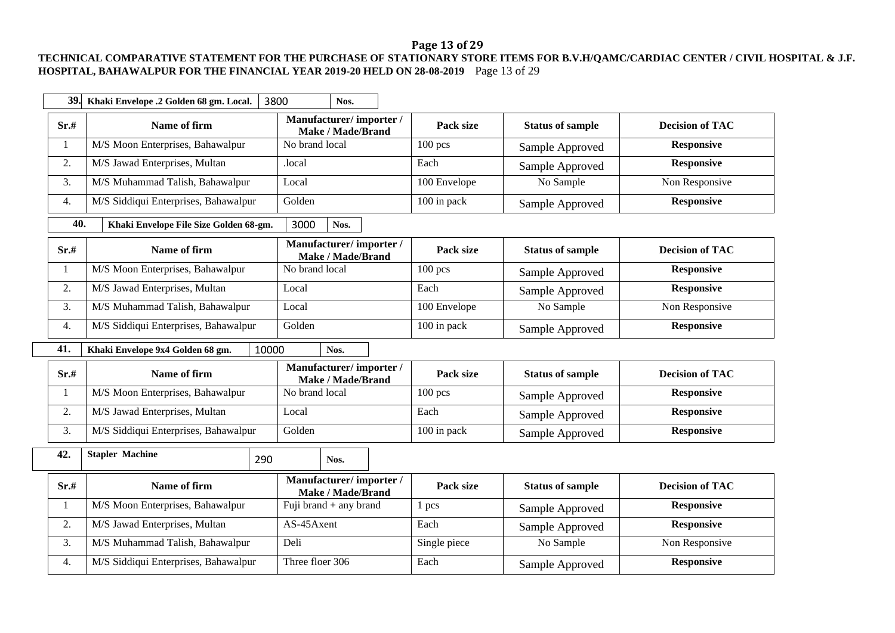**TECHNICAL COMPARATIVE STATEMENT FOR THE PURCHASE OF STATIONARY STORE ITEMS FOR B.V.H/QAMC/CARDIAC CENTER / CIVIL HOSPITAL & J.F. HOSPITAL, BAHAWALPUR FOR THE FINANCIAL YEAR 2019-20 HELD ON 28-08-2019**

| **39.** | **Khaki Envelope .2 Golden 68 gm. Local.** | 3800 | **Nos.** |
|---|---|---|---|

| Sr.# | Name of firm | Manufacturer/ importer / Make / Made/Brand | Pack size | Status of sample | Decision of TAC |
|---|---|---|---|---|---|
| 1 | M/S Moon Enterprises, Bahawalpur | No brand local | 100 pcs | Sample Approved | **Responsive** |
| 2. | M/S Jawad Enterprises, Multan | .local | Each | Sample Approved | **Responsive** |
| 3. | M/S Muhammad Talish, Bahawalpur | Local | 100 Envelope | No Sample | Non Responsive |
| 4. | M/S Siddiqui Enterprises, Bahawalpur | Golden | 100 in pack | Sample Approved | **Responsive** |

| **40.** | **Khaki Envelope File Size Golden 68-gm.** | 3000 | **Nos.** |
|---|---|---|---|

| Sr.# | Name of firm | Manufacturer/ importer / Make / Made/Brand | Pack size | Status of sample | Decision of TAC |
|---|---|---|---|---|---|
| 1 | M/S Moon Enterprises, Bahawalpur | No brand local | 100 pcs | Sample Approved | **Responsive** |
| 2. | M/S Jawad Enterprises, Multan | Local | Each | Sample Approved | **Responsive** |
| 3. | M/S Muhammad Talish, Bahawalpur | Local | 100 Envelope | No Sample | Non Responsive |
| 4. | M/S Siddiqui Enterprises, Bahawalpur | Golden | 100 in pack | Sample Approved | **Responsive** |

| **41.** | **Khaki Envelope 9x4 Golden 68 gm.** | 10000 | **Nos.** |
|---|---|---|---|

| Sr.# | Name of firm | Manufacturer/ importer / Make / Made/Brand | Pack size | Status of sample | Decision of TAC |
|---|---|---|---|---|---|
| 1 | M/S Moon Enterprises, Bahawalpur | No brand local | 100 pcs | Sample Approved | **Responsive** |
| 2. | M/S Jawad Enterprises, Multan | Local | Each | Sample Approved | **Responsive** |
| 3. | M/S Siddiqui Enterprises, Bahawalpur | Golden | 100 in pack | Sample Approved | **Responsive** |

| **42.** | **Stapler Machine** | 290 | **Nos.** |
|---|---|---|---|

| Sr.# | Name of firm | Manufacturer/ importer / Make / Made/Brand | Pack size | Status of sample | Decision of TAC |
|---|---|---|---|---|---|
| 1 | M/S Moon Enterprises, Bahawalpur | Fuji brand + any brand | 1 pcs | Sample Approved | **Responsive** |
| 2. | M/S Jawad Enterprises, Multan | AS-45Axent | Each | Sample Approved | **Responsive** |
| 3. | M/S Muhammad Talish, Bahawalpur | Deli | Single piece | No Sample | Non Responsive |
| 4. | M/S Siddiqui Enterprises, Bahawalpur | Three floer 306 | Each | Sample Approved | **Responsive** |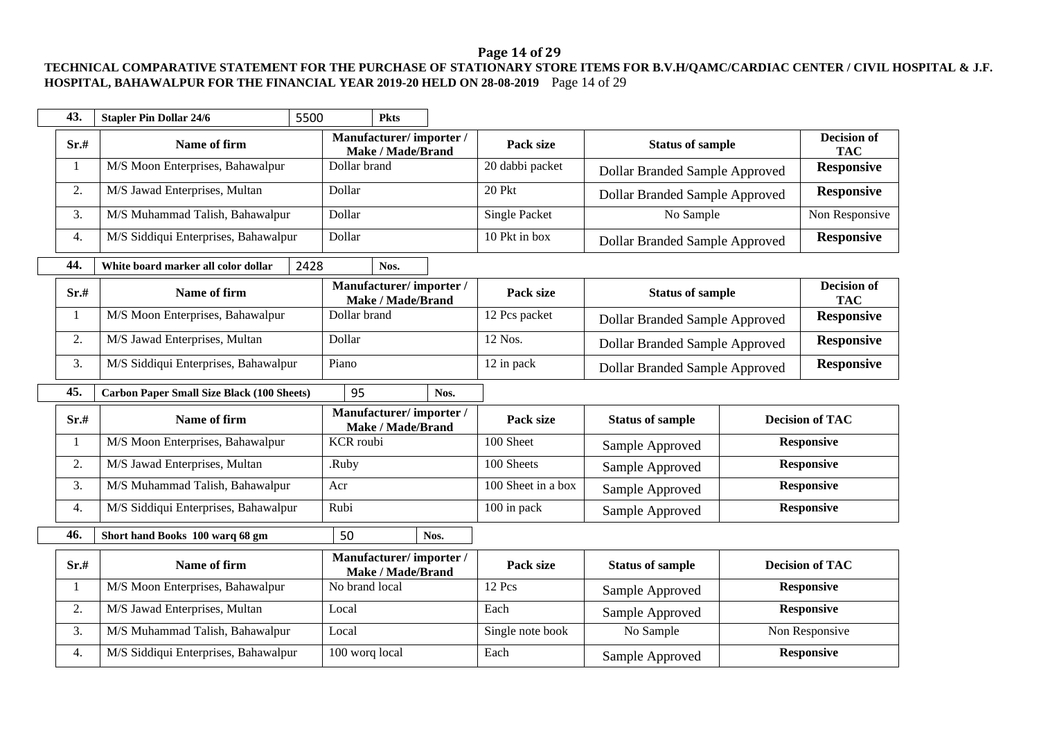**TECHNICAL COMPARATIVE STATEMENT FOR THE PURCHASE OF STATIONARY STORE ITEMS FOR B.V.H/QAMC/CARDIAC CENTER / CIVIL HOSPITAL & J.F. HOSPITAL, BAHAWALPUR FOR THE FINANCIAL YEAR 2019-20 HELD ON 28-08-2019**

| **43.** | **Stapler Pin Dollar 24/6** | 5500 | **Pkts** |
|---|---|---|---|

| Sr.# | Name of firm | Manufacturer/ importer / Make / Made/Brand | Pack size | Status of sample | Decision of TAC |
|---|---|---|---|---|---|
| 1 | M/S Moon Enterprises, Bahawalpur | Dollar brand | 20 dabbi packet | Dollar Branded Sample Approved | **Responsive** |
| 2. | M/S Jawad Enterprises, Multan | Dollar | 20 Pkt | Dollar Branded Sample Approved | **Responsive** |
| 3. | M/S Muhammad Talish, Bahawalpur | Dollar | Single Packet | No Sample | Non Responsive |
| 4. | M/S Siddiqui Enterprises, Bahawalpur | Dollar | 10 Pkt in box | Dollar Branded Sample Approved | **Responsive** |

| **44.** | **White board marker all color dollar** | 2428 | **Nos.** |
|---|---|---|---|

| Sr.# | Name of firm | Manufacturer/ importer / Make / Made/Brand | Pack size | Status of sample | Decision of TAC |
|---|---|---|---|---|---|
| 1 | M/S Moon Enterprises, Bahawalpur | Dollar brand | 12 Pcs packet | Dollar Branded Sample Approved | **Responsive** |
| 2. | M/S Jawad Enterprises, Multan | Dollar | 12 Nos. | Dollar Branded Sample Approved | **Responsive** |
| 3. | M/S Siddiqui Enterprises, Bahawalpur | Piano | 12 in pack | Dollar Branded Sample Approved | **Responsive** |

| **45.** | **Carbon Paper Small Size Black (100 Sheets)** | 95 | **Nos.** |
|---|---|---|---|

| Sr.# | Name of firm | Manufacturer/ importer / Make / Made/Brand | Pack size | Status of sample | Decision of TAC |
|---|---|---|---|---|---|
| 1 | M/S Moon Enterprises, Bahawalpur | KCR roubi | 100 Sheet | Sample Approved | **Responsive** |
| 2. | M/S Jawad Enterprises, Multan | .Ruby | 100 Sheets | Sample Approved | **Responsive** |
| 3. | M/S Muhammad Talish, Bahawalpur | Acr | 100 Sheet in a box | Sample Approved | **Responsive** |
| 4. | M/S Siddiqui Enterprises, Bahawalpur | Rubi | 100 in pack | Sample Approved | **Responsive** |

| **46.** | **Short hand Books 100 warq 68 gm** | 50 | **Nos.** |
|---|---|---|---|

| Sr.# | Name of firm | Manufacturer/ importer / Make / Made/Brand | Pack size | Status of sample | Decision of TAC |
|---|---|---|---|---|---|
| 1 | M/S Moon Enterprises, Bahawalpur | No brand local | 12 Pcs | Sample Approved | **Responsive** |
| 2. | M/S Jawad Enterprises, Multan | Local | Each | Sample Approved | **Responsive** |
| 3. | M/S Muhammad Talish, Bahawalpur | Local | Single note book | No Sample | Non Responsive |
| 4. | M/S Siddiqui Enterprises, Bahawalpur | 100 worq local | Each | Sample Approved | **Responsive** |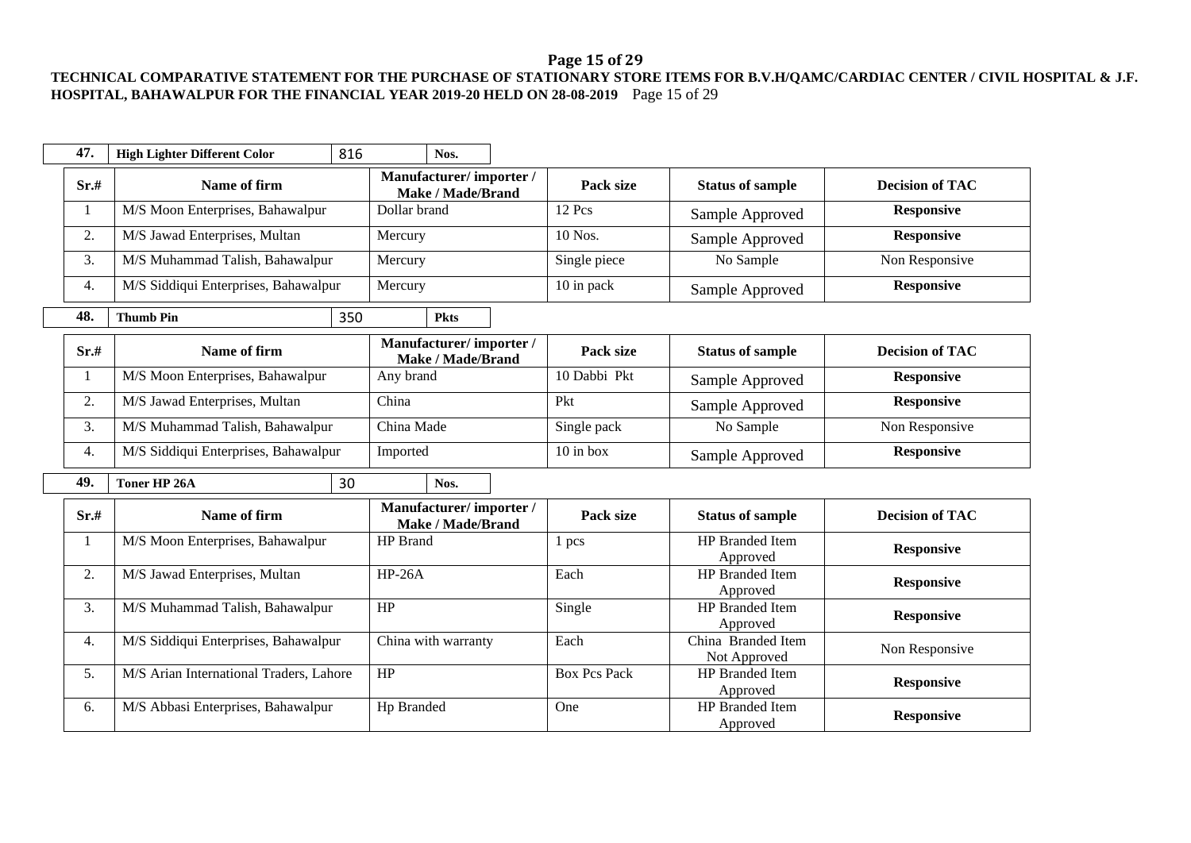**TECHNICAL COMPARATIVE STATEMENT FOR THE PURCHASE OF STATIONARY STORE ITEMS FOR B.V.H/QAMC/CARDIAC CENTER / CIVIL HOSPITAL & J.F. HOSPITAL, BAHAWALPUR FOR THE FINANCIAL YEAR 2019-20 HELD ON 28-08-2019**

| **47.** | **High Lighter Different Color** | 816 | **Nos.** |
|---|---|---|---|

| **Sr.#** | **Name of firm** | **Manufacturer/ importer / Make / Made/Brand** | **Pack size** | **Status of sample** | **Decision of TAC** |
|---|---|---|---|---|---|
| 1 | M/S Moon Enterprises, Bahawalpur | Dollar brand | 12 Pcs | Sample Approved | **Responsive** |
| 2. | M/S Jawad Enterprises, Multan | Mercury | 10 Nos. | Sample Approved | **Responsive** |
| 3. | M/S Muhammad Talish, Bahawalpur | Mercury | Single piece | No Sample | Non Responsive |
| 4. | M/S Siddiqui Enterprises, Bahawalpur | Mercury | 10 in pack | Sample Approved | **Responsive** |

| **48.** | **Thumb Pin** | 350 | **Pkts** |
|---|---|---|---|

| **Sr.#** | **Name of firm** | **Manufacturer/ importer / Make / Made/Brand** | **Pack size** | **Status of sample** | **Decision of TAC** |
|---|---|---|---|---|---|
| 1 | M/S Moon Enterprises, Bahawalpur | Any brand | 10 Dabbi Pkt | Sample Approved | **Responsive** |
| 2. | M/S Jawad Enterprises, Multan | China | Pkt | Sample Approved | **Responsive** |
| 3. | M/S Muhammad Talish, Bahawalpur | China Made | Single pack | No Sample | Non Responsive |
| 4. | M/S Siddiqui Enterprises, Bahawalpur | Imported | 10 in box | Sample Approved | **Responsive** |

| **49.** | **Toner HP 26A** | 30 | **Nos.** |
|---|---|---|---|

| **Sr.#** | **Name of firm** | **Manufacturer/ importer / Make / Made/Brand** | **Pack size** | **Status of sample** | **Decision of TAC** |
|---|---|---|---|---|---|
| 1 | M/S Moon Enterprises, Bahawalpur | HP Brand | 1 pcs | HP Branded Item Approved | **Responsive** |
| 2. | M/S Jawad Enterprises, Multan | HP-26A | Each | HP Branded Item Approved | **Responsive** |
| 3. | M/S Muhammad Talish, Bahawalpur | HP | Single | HP Branded Item Approved | **Responsive** |
| 4. | M/S Siddiqui Enterprises, Bahawalpur | China with warranty | Each | China Branded Item Not Approved | Non Responsive |
| 5. | M/S Arian International Traders, Lahore | HP | Box Pcs Pack | HP Branded Item Approved | **Responsive** |
| 6. | M/S Abbasi Enterprises, Bahawalpur | Hp Branded | One | HP Branded Item Approved | **Responsive** |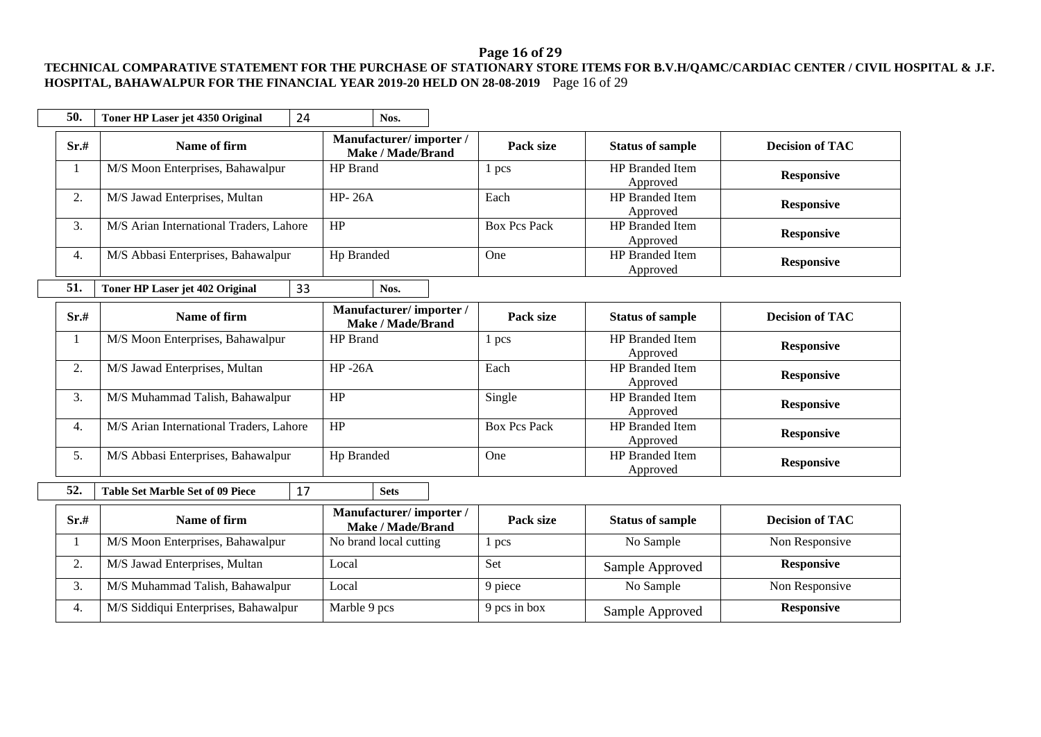**TECHNICAL COMPARATIVE STATEMENT FOR THE PURCHASE OF STATIONARY STORE ITEMS FOR B.V.H/QAMC/CARDIAC CENTER / CIVIL HOSPITAL & J.F. HOSPITAL, BAHAWALPUR FOR THE FINANCIAL YEAR 2019-20 HELD ON 28-08-2019**

| 50. | Toner HP Laser jet 4350 Original | 24 | Nos. |
|---|---|---|---|

| Sr.# | Name of firm | Manufacturer/ importer / Make / Made/Brand | Pack size | Status of sample | Decision of TAC |
|---|---|---|---|---|---|
| 1 | M/S Moon Enterprises, Bahawalpur | HP Brand | 1 pcs | HP Branded Item Approved | **Responsive** |
| 2. | M/S Jawad Enterprises, Multan | HP- 26A | Each | HP Branded Item Approved | **Responsive** |
| 3. | M/S Arian International Traders, Lahore | HP | Box Pcs Pack | HP Branded Item Approved | **Responsive** |
| 4. | M/S Abbasi Enterprises, Bahawalpur | Hp Branded | One | HP Branded Item Approved | **Responsive** |

| 51. | Toner HP Laser jet 402 Original | 33 | Nos. |
|---|---|---|---|

| Sr.# | Name of firm | Manufacturer/ importer / Make / Made/Brand | Pack size | Status of sample | Decision of TAC |
|---|---|---|---|---|---|
| 1 | M/S Moon Enterprises, Bahawalpur | HP Brand | 1 pcs | HP Branded Item Approved | **Responsive** |
| 2. | M/S Jawad Enterprises, Multan | HP -26A | Each | HP Branded Item Approved | **Responsive** |
| 3. | M/S Muhammad Talish, Bahawalpur | HP | Single | HP Branded Item Approved | **Responsive** |
| 4. | M/S Arian International Traders, Lahore | HP | Box Pcs Pack | HP Branded Item Approved | **Responsive** |
| 5. | M/S Abbasi Enterprises, Bahawalpur | Hp Branded | One | HP Branded Item Approved | **Responsive** |

| 52. | Table Set Marble Set of 09 Piece | 17 | Sets |
|---|---|---|---|

| Sr.# | Name of firm | Manufacturer/ importer / Make / Made/Brand | Pack size | Status of sample | Decision of TAC |
|---|---|---|---|---|---|
| 1 | M/S Moon Enterprises, Bahawalpur | No brand local cutting | 1 pcs | No Sample | Non Responsive |
| 2. | M/S Jawad Enterprises, Multan | Local | Set | Sample Approved | **Responsive** |
| 3. | M/S Muhammad Talish, Bahawalpur | Local | 9 piece | No Sample | Non Responsive |
| 4. | M/S Siddiqui Enterprises, Bahawalpur | Marble 9 pcs | 9 pcs in box | Sample Approved | **Responsive** |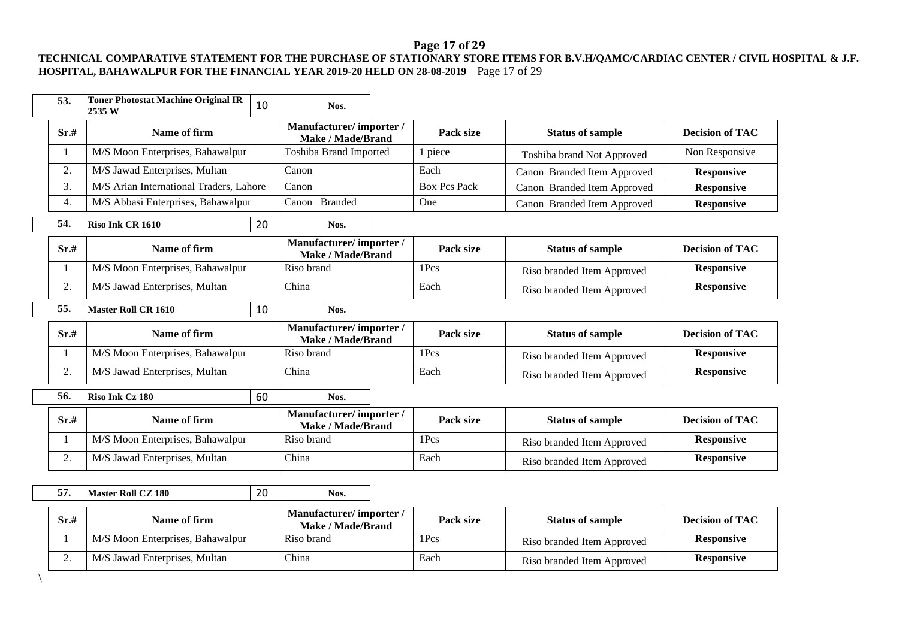**TECHNICAL COMPARATIVE STATEMENT FOR THE PURCHASE OF STATIONARY STORE ITEMS FOR B.V.H/QAMC/CARDIAC CENTER / CIVIL HOSPITAL & J.F. HOSPITAL, BAHAWALPUR FOR THE FINANCIAL YEAR 2019-20 HELD ON 28-08-2019**

| **53.** | **Toner Photostat Machine Original IR 2535 W** | 10 | **Nos.** |
|---|---|---|---|

| Sr.# | Name of firm | Manufacturer/ importer / Make / Made/Brand | Pack size | Status of sample | Decision of TAC |
|---|---|---|---|---|---|
| 1 | M/S Moon Enterprises, Bahawalpur | Toshiba Brand Imported | 1 piece | Toshiba brand Not Approved | Non Responsive |
| 2. | M/S Jawad Enterprises, Multan | Canon | Each | Canon Branded Item Approved | **Responsive** |
| 3. | M/S Arian International Traders, Lahore | Canon | Box Pcs Pack | Canon Branded Item Approved | **Responsive** |
| 4. | M/S Abbasi Enterprises, Bahawalpur | Canon Branded | One | Canon Branded Item Approved | **Responsive** |

| **54.** | **Riso Ink CR 1610** | 20 | **Nos.** |
|---|---|---|---|

| Sr.# | Name of firm | Manufacturer/ importer / Make / Made/Brand | Pack size | Status of sample | Decision of TAC |
|---|---|---|---|---|---|
| 1 | M/S Moon Enterprises, Bahawalpur | Riso brand | 1Pcs | Riso branded Item Approved | **Responsive** |
| 2. | M/S Jawad Enterprises, Multan | China | Each | Riso branded Item Approved | **Responsive** |

| **55.** | **Master Roll CR 1610** | 10 | **Nos.** |
|---|---|---|---|

| Sr.# | Name of firm | Manufacturer/ importer / Make / Made/Brand | Pack size | Status of sample | Decision of TAC |
|---|---|---|---|---|---|
| 1 | M/S Moon Enterprises, Bahawalpur | Riso brand | 1Pcs | Riso branded Item Approved | **Responsive** |
| 2. | M/S Jawad Enterprises, Multan | China | Each | Riso branded Item Approved | **Responsive** |

| **56.** | **Riso Ink Cz 180** | 60 | **Nos.** |
|---|---|---|---|

| Sr.# | Name of firm | Manufacturer/ importer / Make / Made/Brand | Pack size | Status of sample | Decision of TAC |
|---|---|---|---|---|---|
| 1 | M/S Moon Enterprises, Bahawalpur | Riso brand | 1Pcs | Riso branded Item Approved | **Responsive** |
| 2. | M/S Jawad Enterprises, Multan | China | Each | Riso branded Item Approved | **Responsive** |

| **57.** | **Master Roll CZ 180** | 20 | **Nos.** |
|---|---|---|---|

| Sr.# | Name of firm | Manufacturer/ importer / Make / Made/Brand | Pack size | Status of sample | Decision of TAC |
|---|---|---|---|---|---|
| 1 | M/S Moon Enterprises, Bahawalpur | Riso brand | 1Pcs | Riso branded Item Approved | **Responsive** |
| 2. | M/S Jawad Enterprises, Multan | China | Each | Riso branded Item Approved | **Responsive** |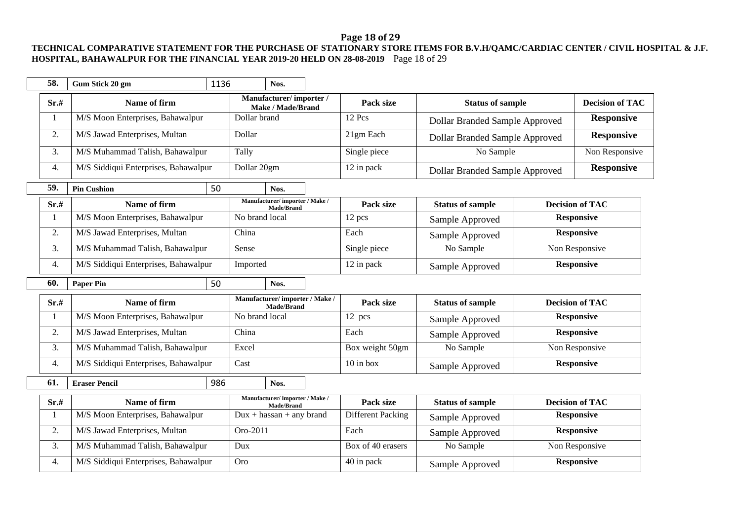**TECHNICAL COMPARATIVE STATEMENT FOR THE PURCHASE OF STATIONARY STORE ITEMS FOR B.V.H/QAMC/CARDIAC CENTER / CIVIL HOSPITAL & J.F. HOSPITAL, BAHAWALPUR FOR THE FINANCIAL YEAR 2019-20 HELD ON 28-08-2019**

| **58.** | **Gum Stick 20 gm** | 1136 | **Nos.** |
|---|---|---|---|

| Sr.# | Name of firm | Manufacturer/ importer / Make / Made/Brand | Pack size | Status of sample | Decision of TAC |
|---|---|---|---|---|---|
| 1 | M/S Moon Enterprises, Bahawalpur | Dollar brand | 12 Pcs | Dollar Branded Sample Approved | **Responsive** |
| 2. | M/S Jawad Enterprises, Multan | Dollar | 21gm Each | Dollar Branded Sample Approved | **Responsive** |
| 3. | M/S Muhammad Talish, Bahawalpur | Tally | Single piece | No Sample | Non Responsive |
| 4. | M/S Siddiqui Enterprises, Bahawalpur | Dollar 20gm | 12 in pack | Dollar Branded Sample Approved | **Responsive** |

| **59.** | **Pin Cushion** | 50 | **Nos.** |
|---|---|---|---|

| Sr.# | Name of firm | Manufacturer/ importer / Make / Made/Brand | Pack size | Status of sample | Decision of TAC |
|---|---|---|---|---|---|
| 1 | M/S Moon Enterprises, Bahawalpur | No brand local | 12 pcs | Sample Approved | **Responsive** |
| 2. | M/S Jawad Enterprises, Multan | China | Each | Sample Approved | **Responsive** |
| 3. | M/S Muhammad Talish, Bahawalpur | Sense | Single piece | No Sample | Non Responsive |
| 4. | M/S Siddiqui Enterprises, Bahawalpur | Imported | 12 in pack | Sample Approved | **Responsive** |

| **60.** | **Paper Pin** | 50 | **Nos.** |
|---|---|---|---|

| Sr.# | Name of firm | Manufacturer/ importer / Make / Made/Brand | Pack size | Status of sample | Decision of TAC |
|---|---|---|---|---|---|
| 1 | M/S Moon Enterprises, Bahawalpur | No brand local | 12 pcs | Sample Approved | **Responsive** |
| 2. | M/S Jawad Enterprises, Multan | China | Each | Sample Approved | **Responsive** |
| 3. | M/S Muhammad Talish, Bahawalpur | Excel | Box weight 50gm | No Sample | Non Responsive |
| 4. | M/S Siddiqui Enterprises, Bahawalpur | Cast | 10 in box | Sample Approved | **Responsive** |

| **61.** | **Eraser Pencil** | 986 | **Nos.** |
|---|---|---|---|

| Sr.# | Name of firm | Manufacturer/ importer / Make / Made/Brand | Pack size | Status of sample | Decision of TAC |
|---|---|---|---|---|---|
| 1 | M/S Moon Enterprises, Bahawalpur | Dux + hassan + any brand | Different Packing | Sample Approved | **Responsive** |
| 2. | M/S Jawad Enterprises, Multan | Oro-2011 | Each | Sample Approved | **Responsive** |
| 3. | M/S Muhammad Talish, Bahawalpur | Dux | Box of 40 erasers | No Sample | Non Responsive |
| 4. | M/S Siddiqui Enterprises, Bahawalpur | Oro | 40 in pack | Sample Approved | **Responsive** |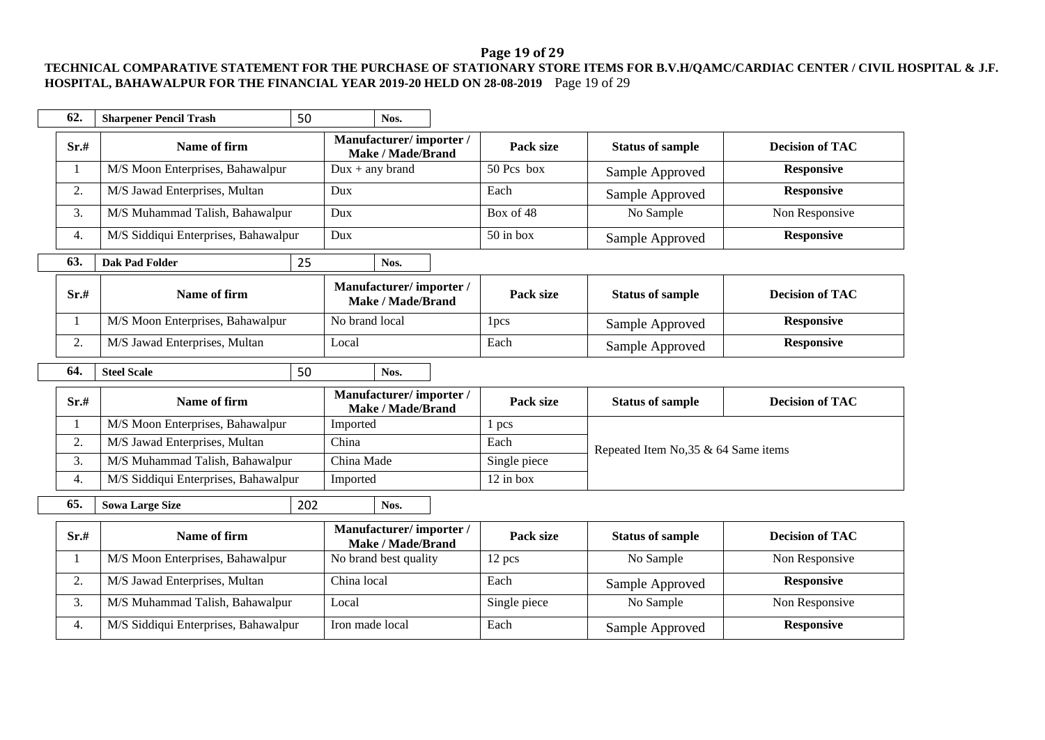**TECHNICAL COMPARATIVE STATEMENT FOR THE PURCHASE OF STATIONARY STORE ITEMS FOR B.V.H/QAMC/CARDIAC CENTER / CIVIL HOSPITAL & J.F. HOSPITAL, BAHAWALPUR FOR THE FINANCIAL YEAR 2019-20 HELD ON 28-08-2019**

| **62.** | **Sharpener Pencil Trash** | 50 | **Nos.** |
|---|---|---|---|

| Sr.# | Name of firm | Manufacturer/ importer / Make / Made/Brand | Pack size | Status of sample | Decision of TAC |
|---|---|---|---|---|---|
| 1 | M/S Moon Enterprises, Bahawalpur | Dux + any brand | 50 Pcs box | Sample Approved | **Responsive** |
| 2. | M/S Jawad Enterprises, Multan | Dux | Each | Sample Approved | **Responsive** |
| 3. | M/S Muhammad Talish, Bahawalpur | Dux | Box of 48 | No Sample | Non Responsive |
| 4. | M/S Siddiqui Enterprises, Bahawalpur | Dux | 50 in box | Sample Approved | **Responsive** |

| **63.** | **Dak Pad Folder** | 25 | **Nos.** |
|---|---|---|---|

| Sr.# | Name of firm | Manufacturer/ importer / Make / Made/Brand | Pack size | Status of sample | Decision of TAC |
|---|---|---|---|---|---|
| 1 | M/S Moon Enterprises, Bahawalpur | No brand local | 1pcs | Sample Approved | **Responsive** |
| 2. | M/S Jawad Enterprises, Multan | Local | Each | Sample Approved | **Responsive** |

| **64.** | **Steel Scale** | 50 | **Nos.** |
|---|---|---|---|

| Sr.# | Name of firm | Manufacturer/ importer / Make / Made/Brand | Pack size | Status of sample | Decision of TAC |
|---|---|---|---|---|---|
| 1 | M/S Moon Enterprises, Bahawalpur | Imported | 1 pcs | Repeated Item No,35 & 64 Same items | |
| 2. | M/S Jawad Enterprises, Multan | China | Each | | |
| 3. | M/S Muhammad Talish, Bahawalpur | China Made | Single piece | | |
| 4. | M/S Siddiqui Enterprises, Bahawalpur | Imported | 12 in box | | |

| **65.** | **Sowa Large Size** | 202 | **Nos.** |
|---|---|---|---|

| Sr.# | Name of firm | Manufacturer/ importer / Make / Made/Brand | Pack size | Status of sample | Decision of TAC |
|---|---|---|---|---|---|
| 1 | M/S Moon Enterprises, Bahawalpur | No brand best quality | 12 pcs | No Sample | Non Responsive |
| 2. | M/S Jawad Enterprises, Multan | China local | Each | Sample Approved | **Responsive** |
| 3. | M/S Muhammad Talish, Bahawalpur | Local | Single piece | No Sample | Non Responsive |
| 4. | M/S Siddiqui Enterprises, Bahawalpur | Iron made local | Each | Sample Approved | **Responsive** |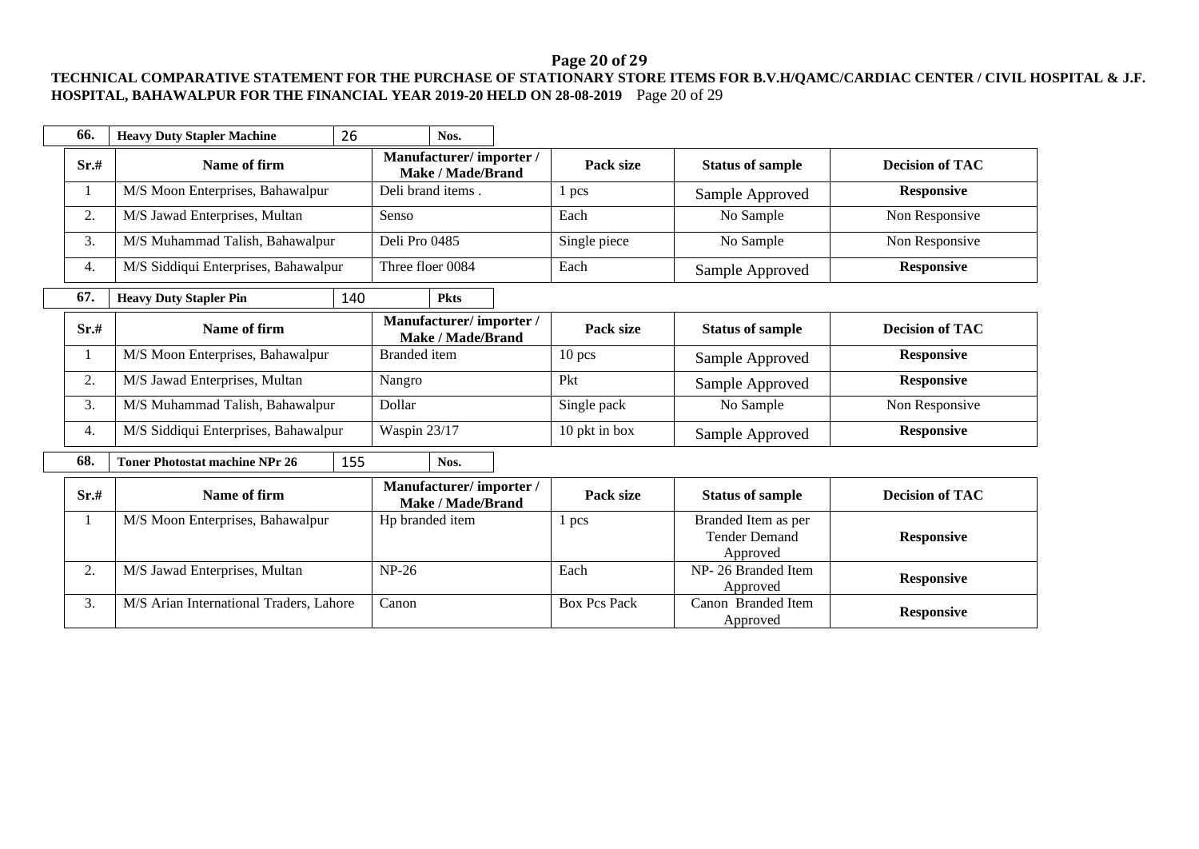**TECHNICAL COMPARATIVE STATEMENT FOR THE PURCHASE OF STATIONARY STORE ITEMS FOR B.V.H/QAMC/CARDIAC CENTER / CIVIL HOSPITAL & J.F. HOSPITAL, BAHAWALPUR FOR THE FINANCIAL YEAR 2019-20 HELD ON 28-08-2019**

| **66.** | **Heavy Duty Stapler Machine** | 26 | **Nos.** |
|---|---|---|---|

| Sr.# | Name of firm | Manufacturer/ importer / Make / Made/Brand | Pack size | Status of sample | Decision of TAC |
|---|---|---|---|---|---|
| 1 | M/S Moon Enterprises, Bahawalpur | Deli brand items . | 1 pcs | Sample Approved | **Responsive** |
| 2. | M/S Jawad Enterprises, Multan | Senso | Each | No Sample | Non Responsive |
| 3. | M/S Muhammad Talish, Bahawalpur | Deli Pro 0485 | Single piece | No Sample | Non Responsive |
| 4. | M/S Siddiqui Enterprises, Bahawalpur | Three floer 0084 | Each | Sample Approved | **Responsive** |

| **67.** | **Heavy Duty Stapler Pin** | 140 | **Pkts** |
|---|---|---|---|

| Sr.# | Name of firm | Manufacturer/ importer / Make / Made/Brand | Pack size | Status of sample | Decision of TAC |
|---|---|---|---|---|---|
| 1 | M/S Moon Enterprises, Bahawalpur | Branded item | 10 pcs | Sample Approved | **Responsive** |
| 2. | M/S Jawad Enterprises, Multan | Nangro | Pkt | Sample Approved | **Responsive** |
| 3. | M/S Muhammad Talish, Bahawalpur | Dollar | Single pack | No Sample | Non Responsive |
| 4. | M/S Siddiqui Enterprises, Bahawalpur | Waspin 23/17 | 10 pkt in box | Sample Approved | **Responsive** |

| **68.** | **Toner Photostat machine NPr 26** | 155 | **Nos.** |
|---|---|---|---|

| Sr.# | Name of firm | Manufacturer/ importer / Make / Made/Brand | Pack size | Status of sample | Decision of TAC |
|---|---|---|---|---|---|
| 1 | M/S Moon Enterprises, Bahawalpur | Hp branded item | 1 pcs | Branded Item as per Tender Demand Approved | **Responsive** |
| 2. | M/S Jawad Enterprises, Multan | NP-26 | Each | NP- 26 Branded Item Approved | **Responsive** |
| 3. | M/S Arian International Traders, Lahore | Canon | Box Pcs Pack | Canon Branded Item Approved | **Responsive** |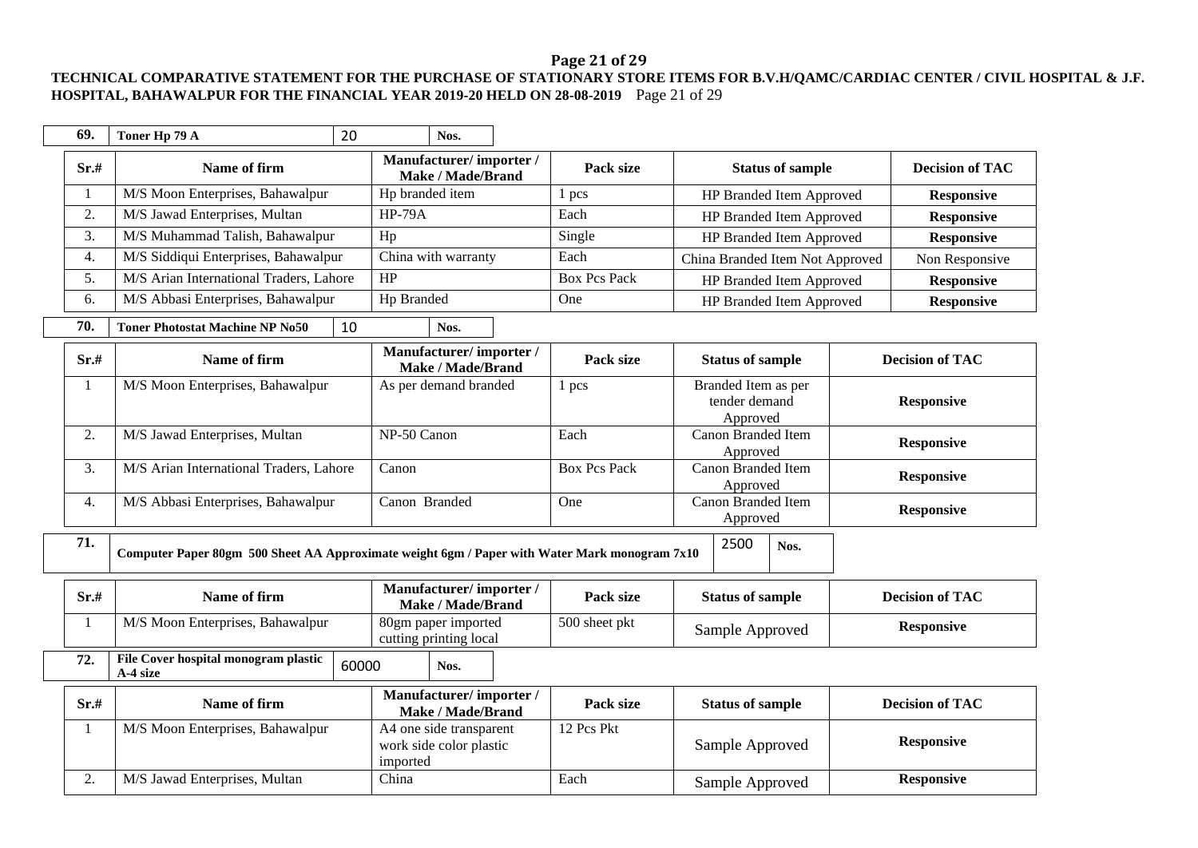**TECHNICAL COMPARATIVE STATEMENT FOR THE PURCHASE OF STATIONARY STORE ITEMS FOR B.V.H/QAMC/CARDIAC CENTER / CIVIL HOSPITAL & J.F. HOSPITAL, BAHAWALPUR FOR THE FINANCIAL YEAR 2019-20 HELD ON 28-08-2019**

| **69.** | **Toner Hp 79 A** | 20 | **Nos.** |
|---|---|---|---|

| Sr.# | Name of firm | Manufacturer/ importer / Make / Made/Brand | Pack size | Status of sample | Decision of TAC |
|---|---|---|---|---|---|
| 1 | M/S Moon Enterprises, Bahawalpur | Hp branded item | 1 pcs | HP Branded Item Approved | **Responsive** |
| 2. | M/S Jawad Enterprises, Multan | HP-79A | Each | HP Branded Item Approved | **Responsive** |
| 3. | M/S Muhammad Talish, Bahawalpur | Hp | Single | HP Branded Item Approved | **Responsive** |
| 4. | M/S Siddiqui Enterprises, Bahawalpur | China with warranty | Each | China Branded Item Not Approved | Non Responsive |
| 5. | M/S Arian International Traders, Lahore | HP | Box Pcs Pack | HP Branded Item Approved | **Responsive** |
| 6. | M/S Abbasi Enterprises, Bahawalpur | Hp Branded | One | HP Branded Item Approved | **Responsive** |

| **70.** | **Toner Photostat Machine NP No50** | 10 | **Nos.** |
|---|---|---|---|

| Sr.# | Name of firm | Manufacturer/ importer / Make / Made/Brand | Pack size | Status of sample | Decision of TAC |
|---|---|---|---|---|---|
| 1 | M/S Moon Enterprises, Bahawalpur | As per demand branded | 1 pcs | Branded Item as per tender demand Approved | **Responsive** |
| 2. | M/S Jawad Enterprises, Multan | NP-50 Canon | Each | Canon Branded Item Approved | **Responsive** |
| 3. | M/S Arian International Traders, Lahore | Canon | Box Pcs Pack | Canon Branded Item Approved | **Responsive** |
| 4. | M/S Abbasi Enterprises, Bahawalpur | Canon Branded | One | Canon Branded Item Approved | **Responsive** |

| **71.** | **Computer Paper 80gm 500 Sheet AA Approximate weight 6gm / Paper with Water Mark monogram 7x10** | 2500 | **Nos.** |
|---|---|---|---|

| Sr.# | Name of firm | Manufacturer/ importer / Make / Made/Brand | Pack size | Status of sample | Decision of TAC |
|---|---|---|---|---|---|
| 1 | M/S Moon Enterprises, Bahawalpur | 80gm paper imported cutting printing local | 500 sheet pkt | Sample Approved | **Responsive** |

| **72.** | **File Cover hospital monogram plastic A-4 size** | 60000 | **Nos.** |
|---|---|---|---|

| Sr.# | Name of firm | Manufacturer/ importer / Make / Made/Brand | Pack size | Status of sample | Decision of TAC |
|---|---|---|---|---|---|
| 1 | M/S Moon Enterprises, Bahawalpur | A4 one side transparent work side color plastic imported | 12 Pcs Pkt | Sample Approved | **Responsive** |
| 2. | M/S Jawad Enterprises, Multan | China | Each | Sample Approved | **Responsive** |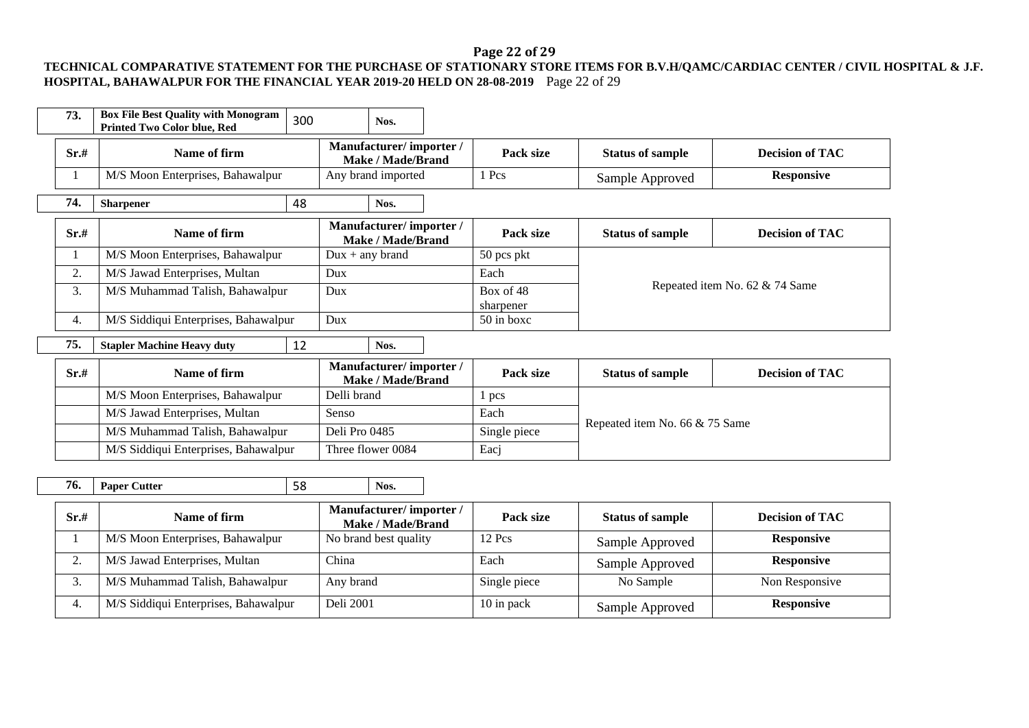**TECHNICAL COMPARATIVE STATEMENT FOR THE PURCHASE OF STATIONARY STORE ITEMS FOR B.V.H/QAMC/CARDIAC CENTER / CIVIL HOSPITAL & J.F. HOSPITAL, BAHAWALPUR FOR THE FINANCIAL YEAR 2019-20 HELD ON 28-08-2019**

| 73. | Box File Best Quality with Monogram Printed Two Color blue, Red | 300 | Nos. |
|---|---|---|---|

| Sr.# | Name of firm | Manufacturer/ importer / Make / Made/Brand | Pack size | Status of sample | Decision of TAC |
|---|---|---|---|---|---|
| 1 | M/S Moon Enterprises, Bahawalpur | Any brand imported | 1 Pcs | Sample Approved | **Responsive** |

| 74. | Sharpener | 48 | Nos. |
|---|---|---|---|

| Sr.# | Name of firm | Manufacturer/ importer / Make / Made/Brand | Pack size | Status of sample | Decision of TAC |
|---|---|---|---|---|---|
| 1 | M/S Moon Enterprises, Bahawalpur | Dux + any brand | 50 pcs pkt | Repeated item No. 62 & 74 Same | |
| 2. | M/S Jawad Enterprises, Multan | Dux | Each | | |
| 3. | M/S Muhammad Talish, Bahawalpur | Dux | Box of 48 sharpener | | |
| 4. | M/S Siddiqui Enterprises, Bahawalpur | Dux | 50 in boxc | | |

| 75. | Stapler Machine Heavy duty | 12 | Nos. |
|---|---|---|---|

| Sr.# | Name of firm | Manufacturer/ importer / Make / Made/Brand | Pack size | Status of sample | Decision of TAC |
|---|---|---|---|---|---|
| | M/S Moon Enterprises, Bahawalpur | Delli brand | 1 pcs | Repeated item No. 66 & 75 Same | |
| | M/S Jawad Enterprises, Multan | Senso | Each | | |
| | M/S Muhammad Talish, Bahawalpur | Deli Pro 0485 | Single piece | | |
| | M/S Siddiqui Enterprises, Bahawalpur | Three flower 0084 | Eacj | | |

| 76. | Paper Cutter | 58 | Nos. |
|---|---|---|---|

| Sr.# | Name of firm | Manufacturer/ importer / Make / Made/Brand | Pack size | Status of sample | Decision of TAC |
|---|---|---|---|---|---|
| 1 | M/S Moon Enterprises, Bahawalpur | No brand best quality | 12 Pcs | Sample Approved | **Responsive** |
| 2. | M/S Jawad Enterprises, Multan | China | Each | Sample Approved | **Responsive** |
| 3. | M/S Muhammad Talish, Bahawalpur | Any brand | Single piece | No Sample | Non Responsive |
| 4. | M/S Siddiqui Enterprises, Bahawalpur | Deli 2001 | 10 in pack | Sample Approved | **Responsive** |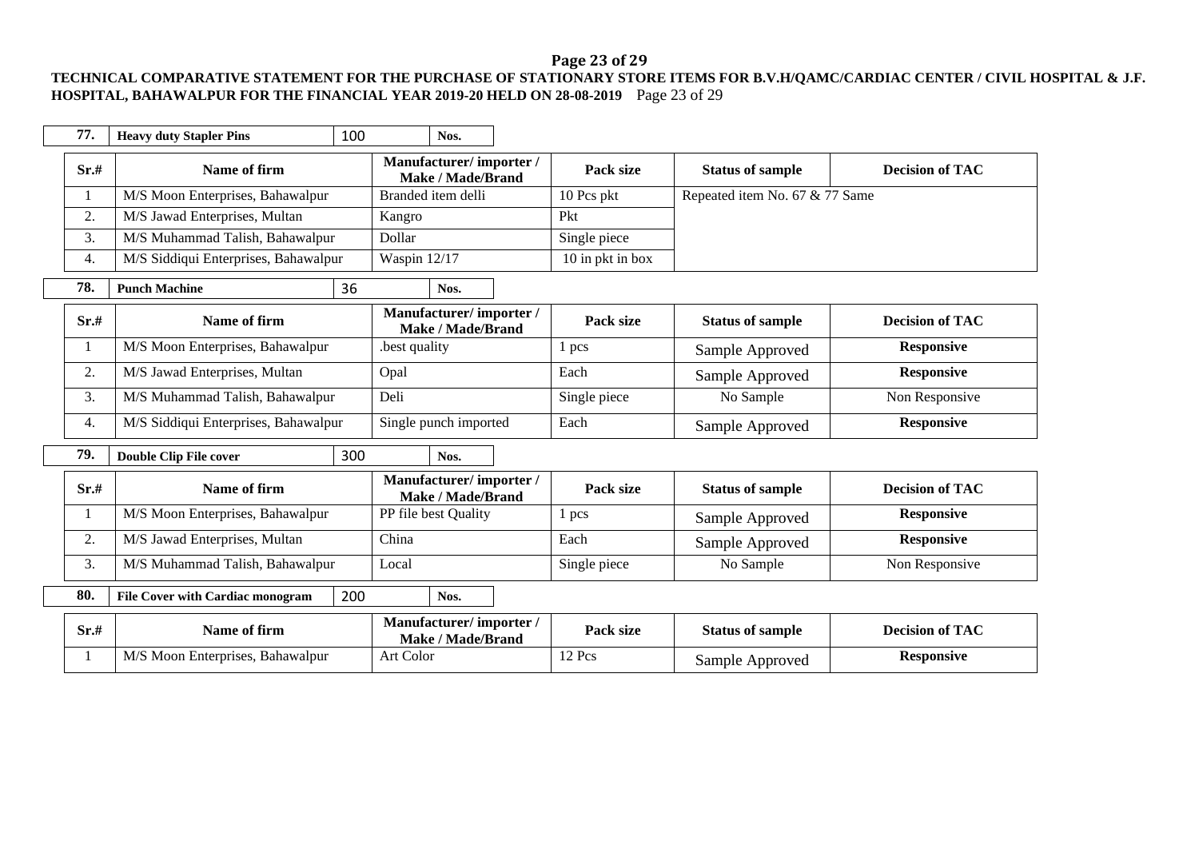**TECHNICAL COMPARATIVE STATEMENT FOR THE PURCHASE OF STATIONARY STORE ITEMS FOR B.V.H/QAMC/CARDIAC CENTER / CIVIL HOSPITAL & J.F. HOSPITAL, BAHAWALPUR FOR THE FINANCIAL YEAR 2019-20 HELD ON 28-08-2019**

| 77. | Heavy duty Stapler Pins | 100 | Nos. |
|---|---|---|---|

| Sr.# | Name of firm | Manufacturer/ importer / Make / Made/Brand | Pack size | Status of sample | Decision of TAC |
|---|---|---|---|---|---|
| 1 | M/S Moon Enterprises, Bahawalpur | Branded item delli | 10 Pcs pkt | Repeated item No. 67 & 77 Same | |
| 2. | M/S Jawad Enterprises, Multan | Kangro | Pkt | | |
| 3. | M/S Muhammad Talish, Bahawalpur | Dollar | Single piece | | |
| 4. | M/S Siddiqui Enterprises, Bahawalpur | Waspin 12/17 | 10 in pkt in box | | |

| 78. | Punch Machine | 36 | Nos. |
|---|---|---|---|

| Sr.# | Name of firm | Manufacturer/ importer / Make / Made/Brand | Pack size | Status of sample | Decision of TAC |
|---|---|---|---|---|---|
| 1 | M/S Moon Enterprises, Bahawalpur | .best quality | 1 pcs | Sample Approved | **Responsive** |
| 2. | M/S Jawad Enterprises, Multan | Opal | Each | Sample Approved | **Responsive** |
| 3. | M/S Muhammad Talish, Bahawalpur | Deli | Single piece | No Sample | Non Responsive |
| 4. | M/S Siddiqui Enterprises, Bahawalpur | Single punch imported | Each | Sample Approved | **Responsive** |

| 79. | Double Clip File cover | 300 | Nos. |
|---|---|---|---|

| Sr.# | Name of firm | Manufacturer/ importer / Make / Made/Brand | Pack size | Status of sample | Decision of TAC |
|---|---|---|---|---|---|
| 1 | M/S Moon Enterprises, Bahawalpur | PP file best Quality | 1 pcs | Sample Approved | **Responsive** |
| 2. | M/S Jawad Enterprises, Multan | China | Each | Sample Approved | **Responsive** |
| 3. | M/S Muhammad Talish, Bahawalpur | Local | Single piece | No Sample | Non Responsive |

| 80. | File Cover with Cardiac monogram | 200 | Nos. |
|---|---|---|---|

| Sr.# | Name of firm | Manufacturer/ importer / Make / Made/Brand | Pack size | Status of sample | Decision of TAC |
|---|---|---|---|---|---|
| 1 | M/S Moon Enterprises, Bahawalpur | Art Color | 12 Pcs | Sample Approved | **Responsive** |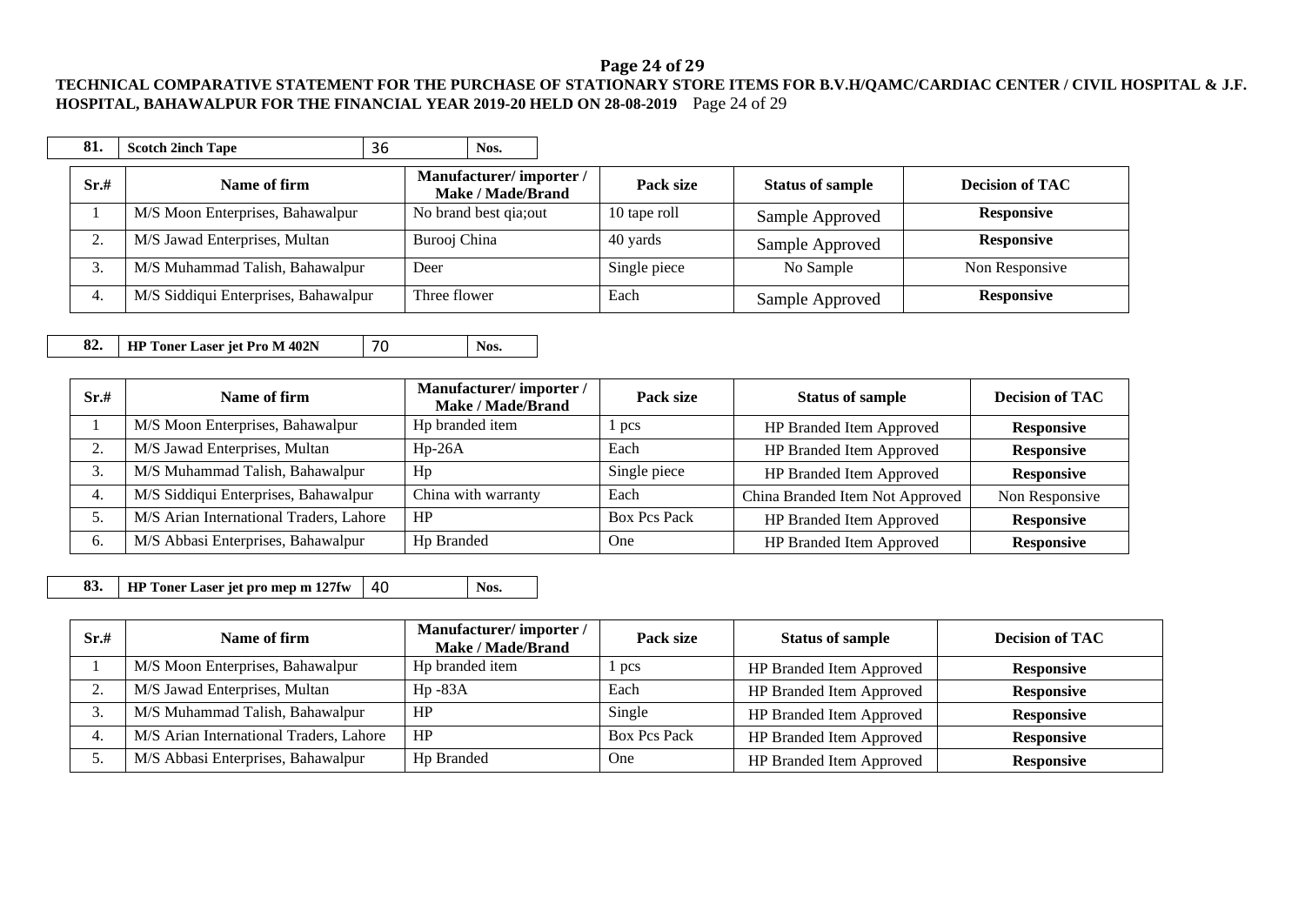**TECHNICAL COMPARATIVE STATEMENT FOR THE PURCHASE OF STATIONARY STORE ITEMS FOR B.V.H/QAMC/CARDIAC CENTER / CIVIL HOSPITAL & J.F. HOSPITAL, BAHAWALPUR FOR THE FINANCIAL YEAR 2019-20 HELD ON 28-08-2019**

| 81. | Scotch 2inch Tape | 36 | Nos. |
|---|---|---|---|

| Sr.# | Name of firm | Manufacturer/ importer / Make / Made/Brand | Pack size | Status of sample | Decision of TAC |
|---|---|---|---|---|---|
| 1 | M/S Moon Enterprises, Bahawalpur | No brand best qia;out | 10 tape roll | Sample Approved | **Responsive** |
| 2. | M/S Jawad Enterprises, Multan | Burooj China | 40 yards | Sample Approved | **Responsive** |
| 3. | M/S Muhammad Talish, Bahawalpur | Deer | Single piece | No Sample | Non Responsive |
| 4. | M/S Siddiqui Enterprises, Bahawalpur | Three flower | Each | Sample Approved | **Responsive** |

| 82. | HP Toner Laser jet Pro M 402N | 70 | Nos. |
|---|---|---|---|

| Sr.# | Name of firm | Manufacturer/ importer / Make / Made/Brand | Pack size | Status of sample | Decision of TAC |
|---|---|---|---|---|---|
| 1 | M/S Moon Enterprises, Bahawalpur | Hp branded item | 1 pcs | HP Branded Item Approved | **Responsive** |
| 2. | M/S Jawad Enterprises, Multan | Hp-26A | Each | HP Branded Item Approved | **Responsive** |
| 3. | M/S Muhammad Talish, Bahawalpur | Hp | Single piece | HP Branded Item Approved | **Responsive** |
| 4. | M/S Siddiqui Enterprises, Bahawalpur | China with warranty | Each | China Branded Item Not Approved | Non Responsive |
| 5. | M/S Arian International Traders, Lahore | HP | Box Pcs Pack | HP Branded Item Approved | **Responsive** |
| 6. | M/S Abbasi Enterprises, Bahawalpur | Hp Branded | One | HP Branded Item Approved | **Responsive** |

| 83. | HP Toner Laser jet pro mep m 127fw | 40 | Nos. |
|---|---|---|---|

| Sr.# | Name of firm | Manufacturer/ importer / Make / Made/Brand | Pack size | Status of sample | Decision of TAC |
|---|---|---|---|---|---|
| 1 | M/S Moon Enterprises, Bahawalpur | Hp branded item | 1 pcs | HP Branded Item Approved | **Responsive** |
| 2. | M/S Jawad Enterprises, Multan | Hp -83A | Each | HP Branded Item Approved | **Responsive** |
| 3. | M/S Muhammad Talish, Bahawalpur | HP | Single | HP Branded Item Approved | **Responsive** |
| 4. | M/S Arian International Traders, Lahore | HP | Box Pcs Pack | HP Branded Item Approved | **Responsive** |
| 5. | M/S Abbasi Enterprises, Bahawalpur | Hp Branded | One | HP Branded Item Approved | **Responsive** |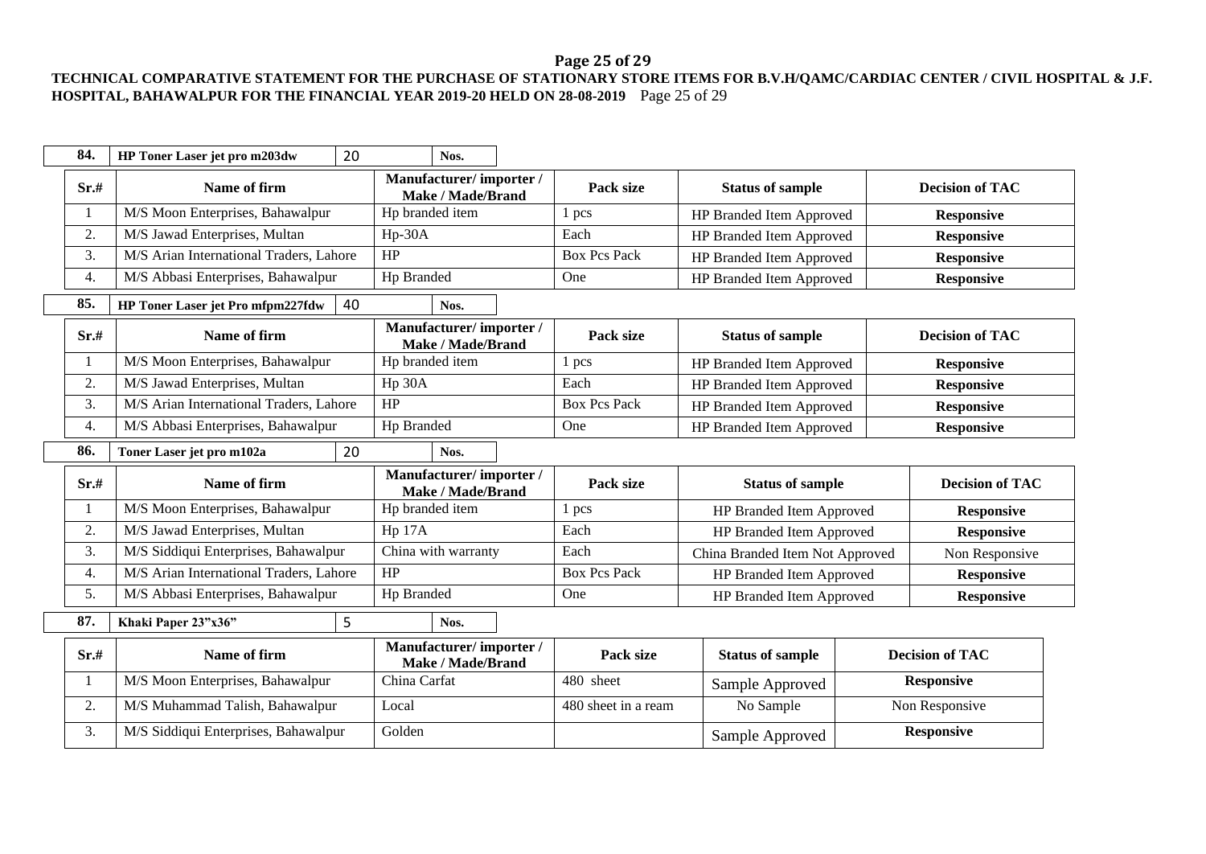**TECHNICAL COMPARATIVE STATEMENT FOR THE PURCHASE OF STATIONARY STORE ITEMS FOR B.V.H/QAMC/CARDIAC CENTER / CIVIL HOSPITAL & J.F. HOSPITAL, BAHAWALPUR FOR THE FINANCIAL YEAR 2019-20 HELD ON 28-08-2019**

| **84.** | **HP Toner Laser jet pro m203dw** | 20 | **Nos.** |
|---|---|---|---|

| Sr.# | Name of firm | Manufacturer/ importer / Make / Made/Brand | Pack size | Status of sample | Decision of TAC |
|---|---|---|---|---|---|
| 1 | M/S Moon Enterprises, Bahawalpur | Hp branded item | 1 pcs | HP Branded Item Approved | **Responsive** |
| 2. | M/S Jawad Enterprises, Multan | Hp-30A | Each | HP Branded Item Approved | **Responsive** |
| 3. | M/S Arian International Traders, Lahore | HP | Box Pcs Pack | HP Branded Item Approved | **Responsive** |
| 4. | M/S Abbasi Enterprises, Bahawalpur | Hp Branded | One | HP Branded Item Approved | **Responsive** |

| **85.** | **HP Toner Laser jet Pro mfpm227fdw** | 40 | **Nos.** |
|---|---|---|---|

| Sr.# | Name of firm | Manufacturer/ importer / Make / Made/Brand | Pack size | Status of sample | Decision of TAC |
|---|---|---|---|---|---|
| 1 | M/S Moon Enterprises, Bahawalpur | Hp branded item | 1 pcs | HP Branded Item Approved | **Responsive** |
| 2. | M/S Jawad Enterprises, Multan | Hp 30A | Each | HP Branded Item Approved | **Responsive** |
| 3. | M/S Arian International Traders, Lahore | HP | Box Pcs Pack | HP Branded Item Approved | **Responsive** |
| 4. | M/S Abbasi Enterprises, Bahawalpur | Hp Branded | One | HP Branded Item Approved | **Responsive** |

| **86.** | **Toner Laser jet pro m102a** | 20 | **Nos.** |
|---|---|---|---|

| Sr.# | Name of firm | Manufacturer/ importer / Make / Made/Brand | Pack size | Status of sample | Decision of TAC |
|---|---|---|---|---|---|
| 1 | M/S Moon Enterprises, Bahawalpur | Hp branded item | 1 pcs | HP Branded Item Approved | **Responsive** |
| 2. | M/S Jawad Enterprises, Multan | Hp 17A | Each | HP Branded Item Approved | **Responsive** |
| 3. | M/S Siddiqui Enterprises, Bahawalpur | China with warranty | Each | China Branded Item Not Approved | Non Responsive |
| 4. | M/S Arian International Traders, Lahore | HP | Box Pcs Pack | HP Branded Item Approved | **Responsive** |
| 5. | M/S Abbasi Enterprises, Bahawalpur | Hp Branded | One | HP Branded Item Approved | **Responsive** |

| **87.** | **Khaki Paper 23”x36”** | 5 | **Nos.** |
|---|---|---|---|

| Sr.# | Name of firm | Manufacturer/ importer / Make / Made/Brand | Pack size | Status of sample | Decision of TAC |
|---|---|---|---|---|---|
| 1 | M/S Moon Enterprises, Bahawalpur | China Carfat | 480 sheet | Sample Approved | **Responsive** |
| 2. | M/S Muhammad Talish, Bahawalpur | Local | 480 sheet in a ream | No Sample | Non Responsive |
| 3. | M/S Siddiqui Enterprises, Bahawalpur | Golden | | Sample Approved | **Responsive** |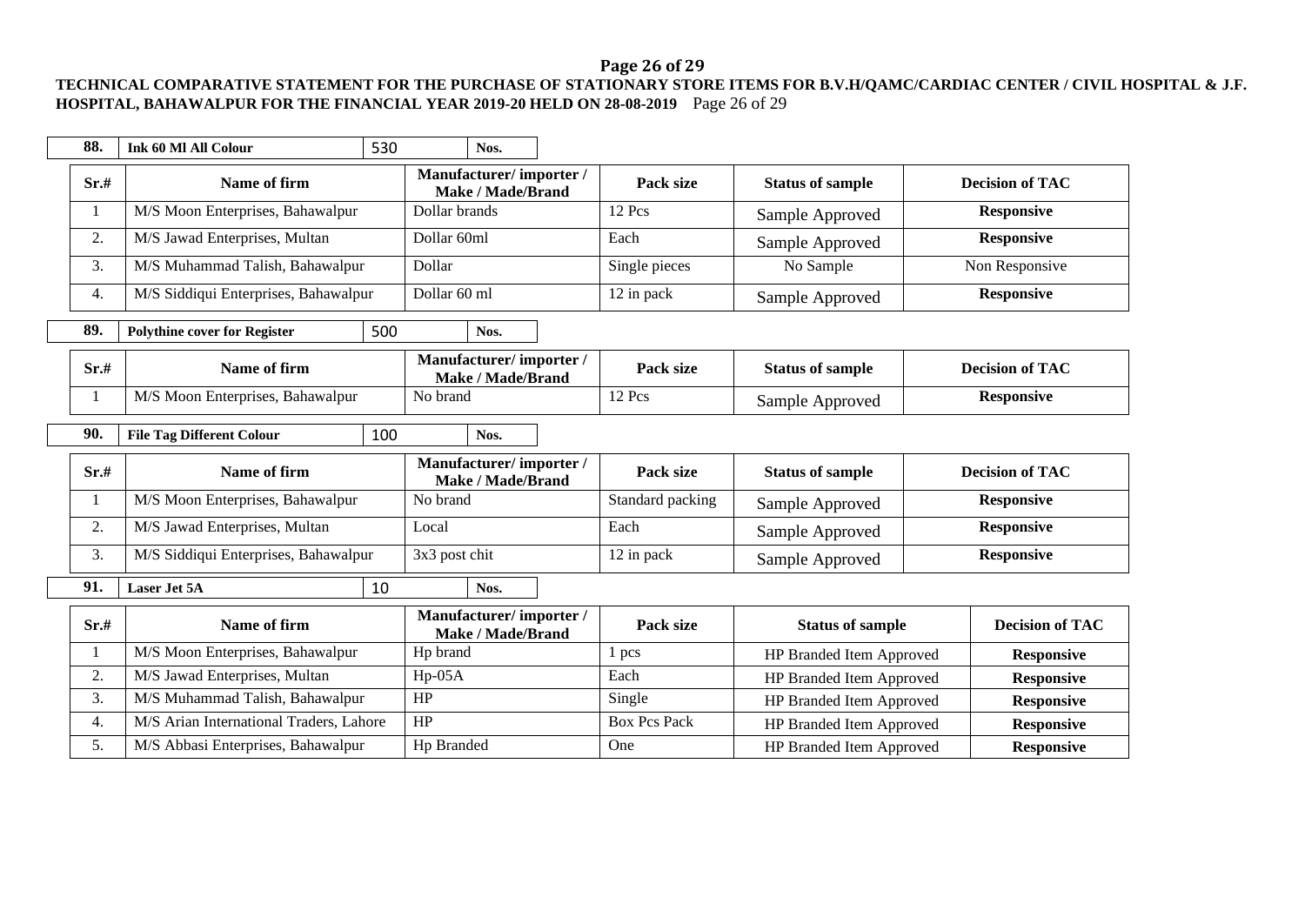**TECHNICAL COMPARATIVE STATEMENT FOR THE PURCHASE OF STATIONARY STORE ITEMS FOR B.V.H/QAMC/CARDIAC CENTER / CIVIL HOSPITAL & J.F. HOSPITAL, BAHAWALPUR FOR THE FINANCIAL YEAR 2019-20 HELD ON 28-08-2019**

| **88.** | **Ink 60 Ml All Colour** | 530 | **Nos.** |
|---|---|---|---|

| Sr.# | Name of firm | Manufacturer/ importer / Make / Made/Brand | Pack size | Status of sample | Decision of TAC |
|---|---|---|---|---|---|
| 1 | M/S Moon Enterprises, Bahawalpur | Dollar brands | 12 Pcs | Sample Approved | **Responsive** |
| 2. | M/S Jawad Enterprises, Multan | Dollar 60ml | Each | Sample Approved | **Responsive** |
| 3. | M/S Muhammad Talish, Bahawalpur | Dollar | Single pieces | No Sample | Non Responsive |
| 4. | M/S Siddiqui Enterprises, Bahawalpur | Dollar 60 ml | 12 in pack | Sample Approved | **Responsive** |

| **89.** | **Polythine cover for Register** | 500 | **Nos.** |
|---|---|---|---|

| Sr.# | Name of firm | Manufacturer/ importer / Make / Made/Brand | Pack size | Status of sample | Decision of TAC |
|---|---|---|---|---|---|
| 1 | M/S Moon Enterprises, Bahawalpur | No brand | 12 Pcs | Sample Approved | **Responsive** |

| **90.** | **File Tag Different Colour** | 100 | **Nos.** |
|---|---|---|---|

| Sr.# | Name of firm | Manufacturer/ importer / Make / Made/Brand | Pack size | Status of sample | Decision of TAC |
|---|---|---|---|---|---|
| 1 | M/S Moon Enterprises, Bahawalpur | No brand | Standard packing | Sample Approved | **Responsive** |
| 2. | M/S Jawad Enterprises, Multan | Local | Each | Sample Approved | **Responsive** |
| 3. | M/S Siddiqui Enterprises, Bahawalpur | 3x3 post chit | 12 in pack | Sample Approved | **Responsive** |

| **91.** | **Laser Jet 5A** | 10 | **Nos.** |
|---|---|---|---|

| Sr.# | Name of firm | Manufacturer/ importer / Make / Made/Brand | Pack size | Status of sample | Decision of TAC |
|---|---|---|---|---|---|
| 1 | M/S Moon Enterprises, Bahawalpur | Hp brand | 1 pcs | HP Branded Item Approved | **Responsive** |
| 2. | M/S Jawad Enterprises, Multan | Hp-05A | Each | HP Branded Item Approved | **Responsive** |
| 3. | M/S Muhammad Talish, Bahawalpur | HP | Single | HP Branded Item Approved | **Responsive** |
| 4. | M/S Arian International Traders, Lahore | HP | Box Pcs Pack | HP Branded Item Approved | **Responsive** |
| 5. | M/S Abbasi Enterprises, Bahawalpur | Hp Branded | One | HP Branded Item Approved | **Responsive** |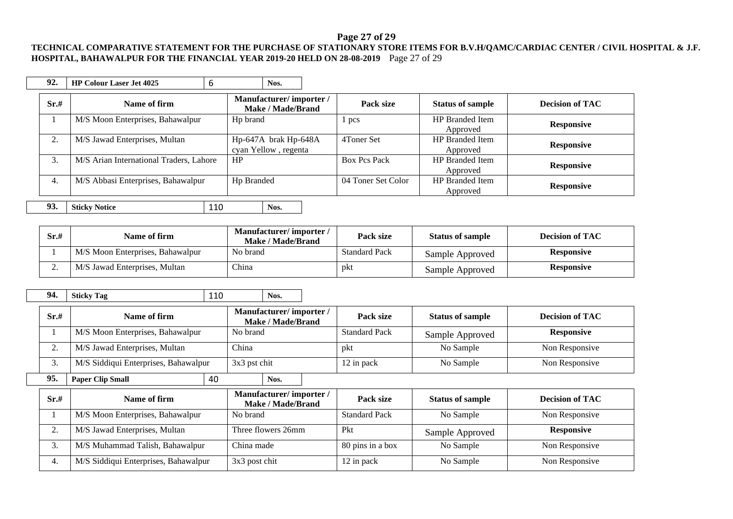**TECHNICAL COMPARATIVE STATEMENT FOR THE PURCHASE OF STATIONARY STORE ITEMS FOR B.V.H/QAMC/CARDIAC CENTER / CIVIL HOSPITAL & J.F. HOSPITAL, BAHAWALPUR FOR THE FINANCIAL YEAR 2019-20 HELD ON 28-08-2019**

| **92.** | **HP Colour Laser Jet 4025** | 6 | **Nos.** |
|---|---|---|---|

| Sr.# | Name of firm | Manufacturer/ importer / Make / Made/Brand | Pack size | Status of sample | Decision of TAC |
|---|---|---|---|---|---|
| 1 | M/S Moon Enterprises, Bahawalpur | Hp brand | 1 pcs | HP Branded Item Approved | **Responsive** |
| 2. | M/S Jawad Enterprises, Multan | Hp-647A brak Hp-648A cyan Yellow , regenta | 4Toner Set | HP Branded Item Approved | **Responsive** |
| 3. | M/S Arian International Traders, Lahore | HP | Box Pcs Pack | HP Branded Item Approved | **Responsive** |
| 4. | M/S Abbasi Enterprises, Bahawalpur | Hp Branded | 04 Toner Set Color | HP Branded Item Approved | **Responsive** |

| **93.** | **Sticky Notice** | 110 | **Nos.** |
|---|---|---|---|

| Sr.# | Name of firm | Manufacturer/ importer / Make / Made/Brand | Pack size | Status of sample | Decision of TAC |
|---|---|---|---|---|---|
| 1 | M/S Moon Enterprises, Bahawalpur | No brand | Standard Pack | Sample Approved | **Responsive** |
| 2. | M/S Jawad Enterprises, Multan | China | pkt | Sample Approved | **Responsive** |

| **94.** | **Sticky Tag** | 110 | **Nos.** |
|---|---|---|---|

| Sr.# | Name of firm | Manufacturer/ importer / Make / Made/Brand | Pack size | Status of sample | Decision of TAC |
|---|---|---|---|---|---|
| 1 | M/S Moon Enterprises, Bahawalpur | No brand | Standard Pack | Sample Approved | **Responsive** |
| 2. | M/S Jawad Enterprises, Multan | China | pkt | No Sample | Non Responsive |
| 3. | M/S Siddiqui Enterprises, Bahawalpur | 3x3 pst chit | 12 in pack | No Sample | Non Responsive |

| **95.** | **Paper Clip Small** | 40 | **Nos.** |
|---|---|---|---|

| Sr.# | Name of firm | Manufacturer/ importer / Make / Made/Brand | Pack size | Status of sample | Decision of TAC |
|---|---|---|---|---|---|
| 1 | M/S Moon Enterprises, Bahawalpur | No brand | Standard Pack | No Sample | Non Responsive |
| 2. | M/S Jawad Enterprises, Multan | Three flowers 26mm | Pkt | Sample Approved | **Responsive** |
| 3. | M/S Muhammad Talish, Bahawalpur | China made | 80 pins in a box | No Sample | Non Responsive |
| 4. | M/S Siddiqui Enterprises, Bahawalpur | 3x3 post chit | 12 in pack | No Sample | Non Responsive |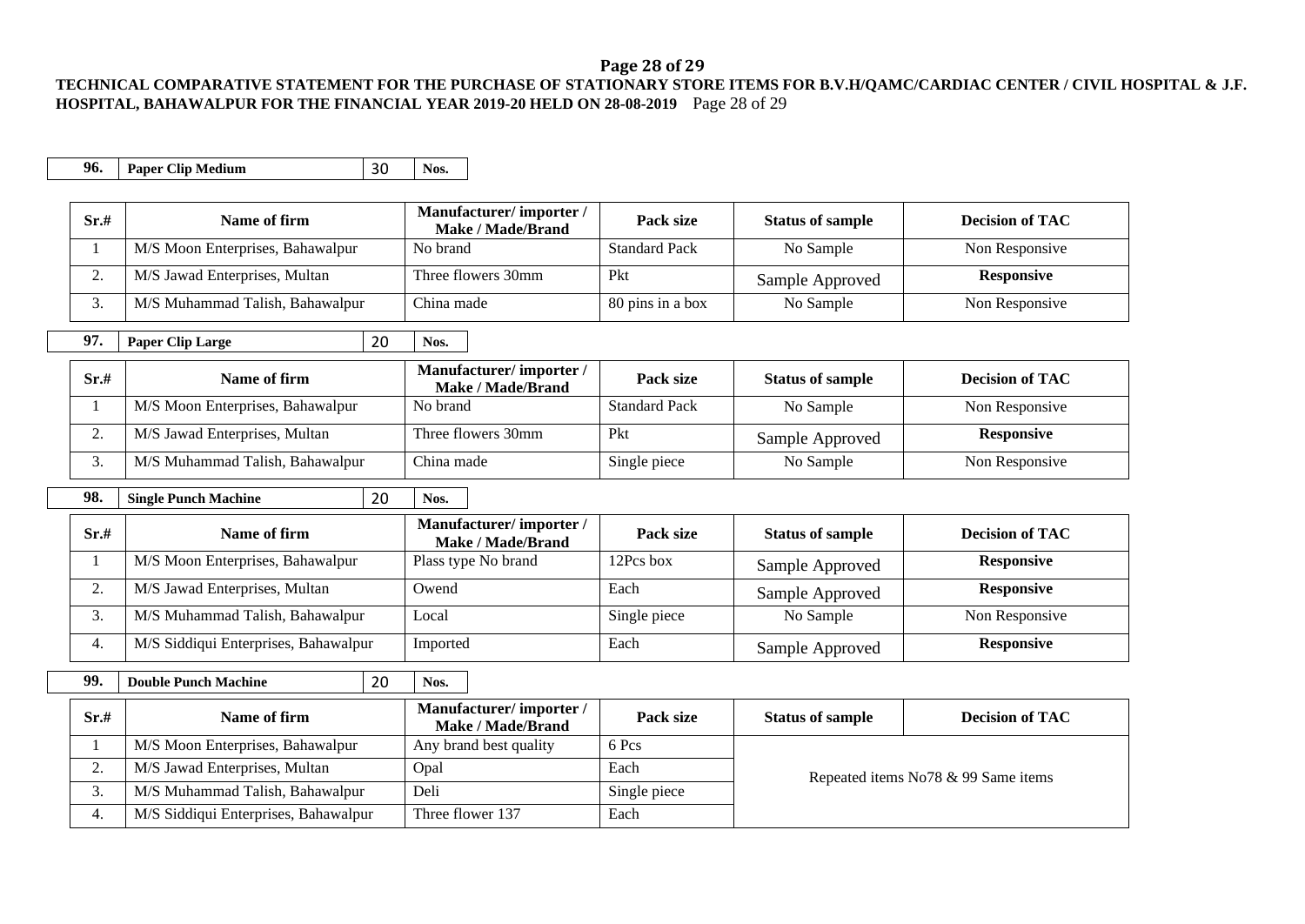**TECHNICAL COMPARATIVE STATEMENT FOR THE PURCHASE OF STATIONARY STORE ITEMS FOR B.V.H/QAMC/CARDIAC CENTER / CIVIL HOSPITAL & J.F. HOSPITAL, BAHAWALPUR FOR THE FINANCIAL YEAR 2019-20 HELD ON 28-08-2019**

| 96. | Paper Clip Medium | 30 | Nos. |
|---|---|---|---|

| Sr.# | Name of firm | Manufacturer/ importer / Make / Made/Brand | Pack size | Status of sample | Decision of TAC |
|---|---|---|---|---|---|
| 1 | M/S Moon Enterprises, Bahawalpur | No brand | Standard Pack | No Sample | Non Responsive |
| 2. | M/S Jawad Enterprises, Multan | Three flowers 30mm | Pkt | Sample Approved | **Responsive** |
| 3. | M/S Muhammad Talish, Bahawalpur | China made | 80 pins in a box | No Sample | Non Responsive |

| 97. | Paper Clip Large | 20 | Nos. |
|---|---|---|---|

| Sr.# | Name of firm | Manufacturer/ importer / Make / Made/Brand | Pack size | Status of sample | Decision of TAC |
|---|---|---|---|---|---|
| 1 | M/S Moon Enterprises, Bahawalpur | No brand | Standard Pack | No Sample | Non Responsive |
| 2. | M/S Jawad Enterprises, Multan | Three flowers 30mm | Pkt | Sample Approved | **Responsive** |
| 3. | M/S Muhammad Talish, Bahawalpur | China made | Single piece | No Sample | Non Responsive |

| 98. | Single Punch Machine | 20 | Nos. |
|---|---|---|---|

| Sr.# | Name of firm | Manufacturer/ importer / Make / Made/Brand | Pack size | Status of sample | Decision of TAC |
|---|---|---|---|---|---|
| 1 | M/S Moon Enterprises, Bahawalpur | Plass type No brand | 12Pcs box | Sample Approved | **Responsive** |
| 2. | M/S Jawad Enterprises, Multan | Owend | Each | Sample Approved | **Responsive** |
| 3. | M/S Muhammad Talish, Bahawalpur | Local | Single piece | No Sample | Non Responsive |
| 4. | M/S Siddiqui Enterprises, Bahawalpur | Imported | Each | Sample Approved | **Responsive** |

| 99. | Double Punch Machine | 20 | Nos. |
|---|---|---|---|

| Sr.# | Name of firm | Manufacturer/ importer / Make / Made/Brand | Pack size | Status of sample | Decision of TAC |
|---|---|---|---|---|---|
| 1 | M/S Moon Enterprises, Bahawalpur | Any brand best quality | 6 Pcs | Repeated items No78 & 99 Same items | |
| 2. | M/S Jawad Enterprises, Multan | Opal | Each | | |
| 3. | M/S Muhammad Talish, Bahawalpur | Deli | Single piece | | |
| 4. | M/S Siddiqui Enterprises, Bahawalpur | Three flower 137 | Each | | |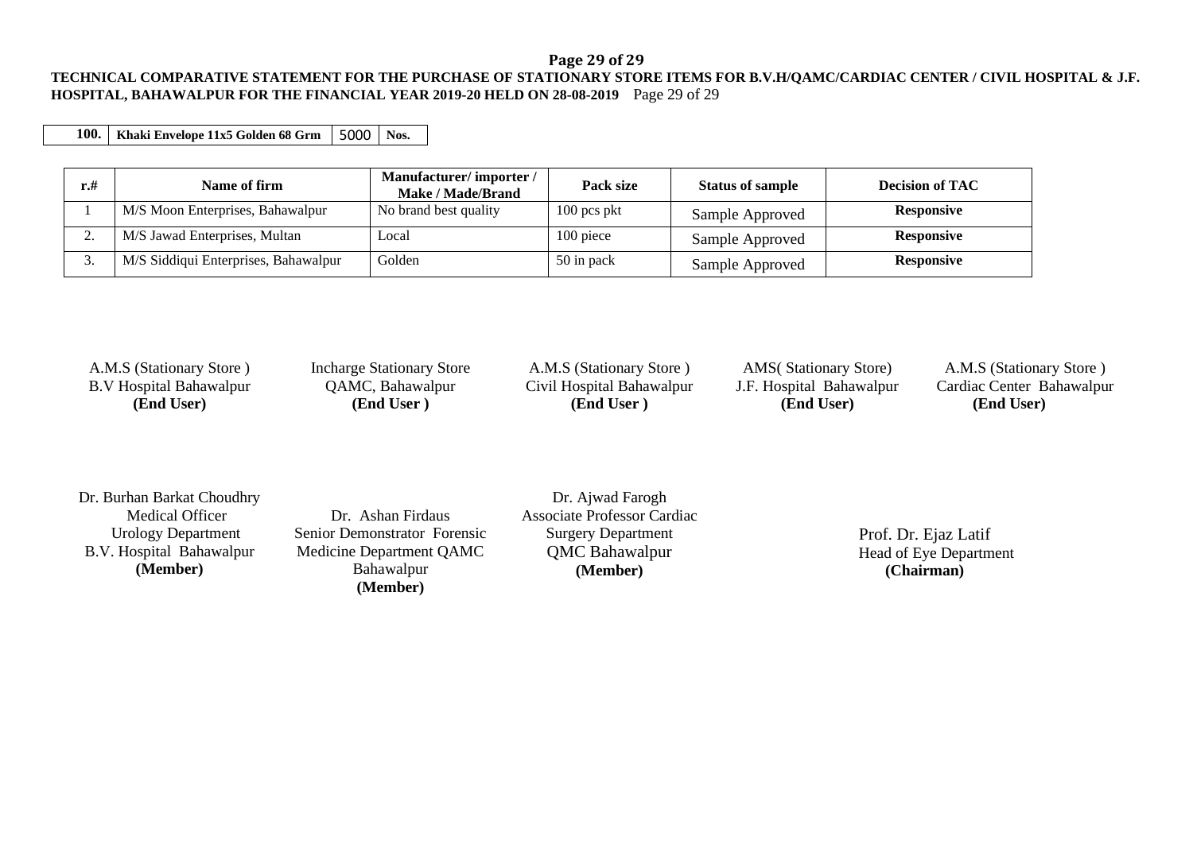**TECHNICAL COMPARATIVE STATEMENT FOR THE PURCHASE OF STATIONARY STORE ITEMS FOR B.V.H/QAMC/CARDIAC CENTER / CIVIL HOSPITAL & J.F. HOSPITAL, BAHAWALPUR FOR THE FINANCIAL YEAR 2019-20 HELD ON 28-08-2019**

| | | | |
|---|---|---|---|
| **100.** | **Khaki Envelope 11x5 Golden 68 Grm** | 5000 | **Nos.** |

| r.# | Name of firm | Manufacturer/ importer / Make / Made/Brand | Pack size | Status of sample | Decision of TAC |
|---|---|---|---|---|---|
| 1 | M/S Moon Enterprises, Bahawalpur | No brand best quality | 100 pcs pkt | Sample Approved | **Responsive** |
| 2. | M/S Jawad Enterprises, Multan | Local | 100 piece | Sample Approved | **Responsive** |
| 3. | M/S Siddiqui Enterprises, Bahawalpur | Golden | 50 in pack | Sample Approved | **Responsive** |

A.M.S (Stationary Store )
B.V Hospital Bahawalpur
**(End User)**

Incharge Stationary Store
QAMC, Bahawalpur
**(End User )**

A.M.S (Stationary Store )
Civil Hospital Bahawalpur
**(End User )**

AMS( Stationary Store)
J.F. Hospital Bahawalpur
**(End User)**

A.M.S (Stationary Store )
Cardiac Center Bahawalpur
**(End User)**

Dr. Burhan Barkat Choudhry
Medical Officer
Urology Department
B.V. Hospital Bahawalpur
**(Member)**

Dr. Ashan Firdaus
Senior Demonstrator Forensic
Medicine Department QAMC
Bahawalpur
**(Member)**

Dr. Ajwad Farogh
Associate Professor Cardiac
Surgery Department
QMC Bahawalpur
**(Member)**

Prof. Dr. Ejaz Latif
Head of Eye Department
**(Chairman)**